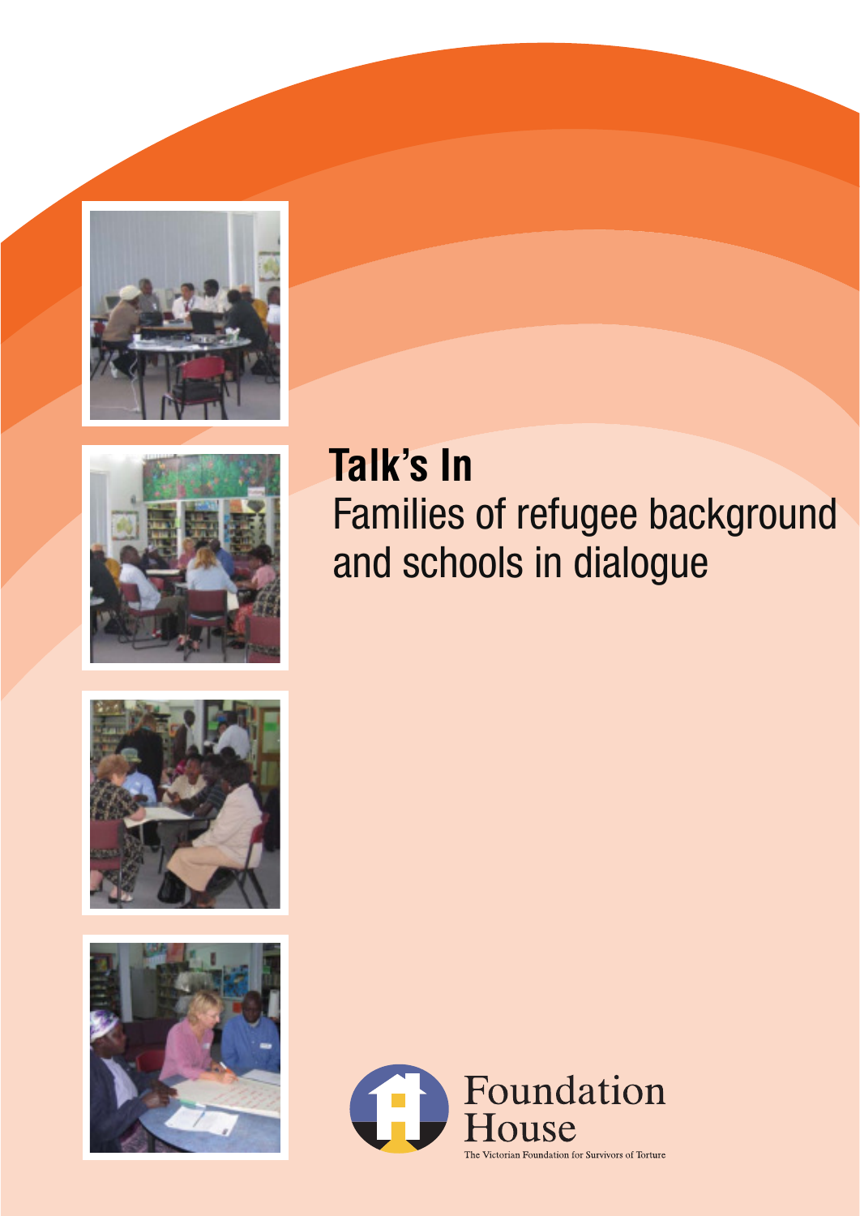# Talk's In

## Families of refugee background and schools in dialogue

Foundation House

The Victorian Foundation for Survivors of Torture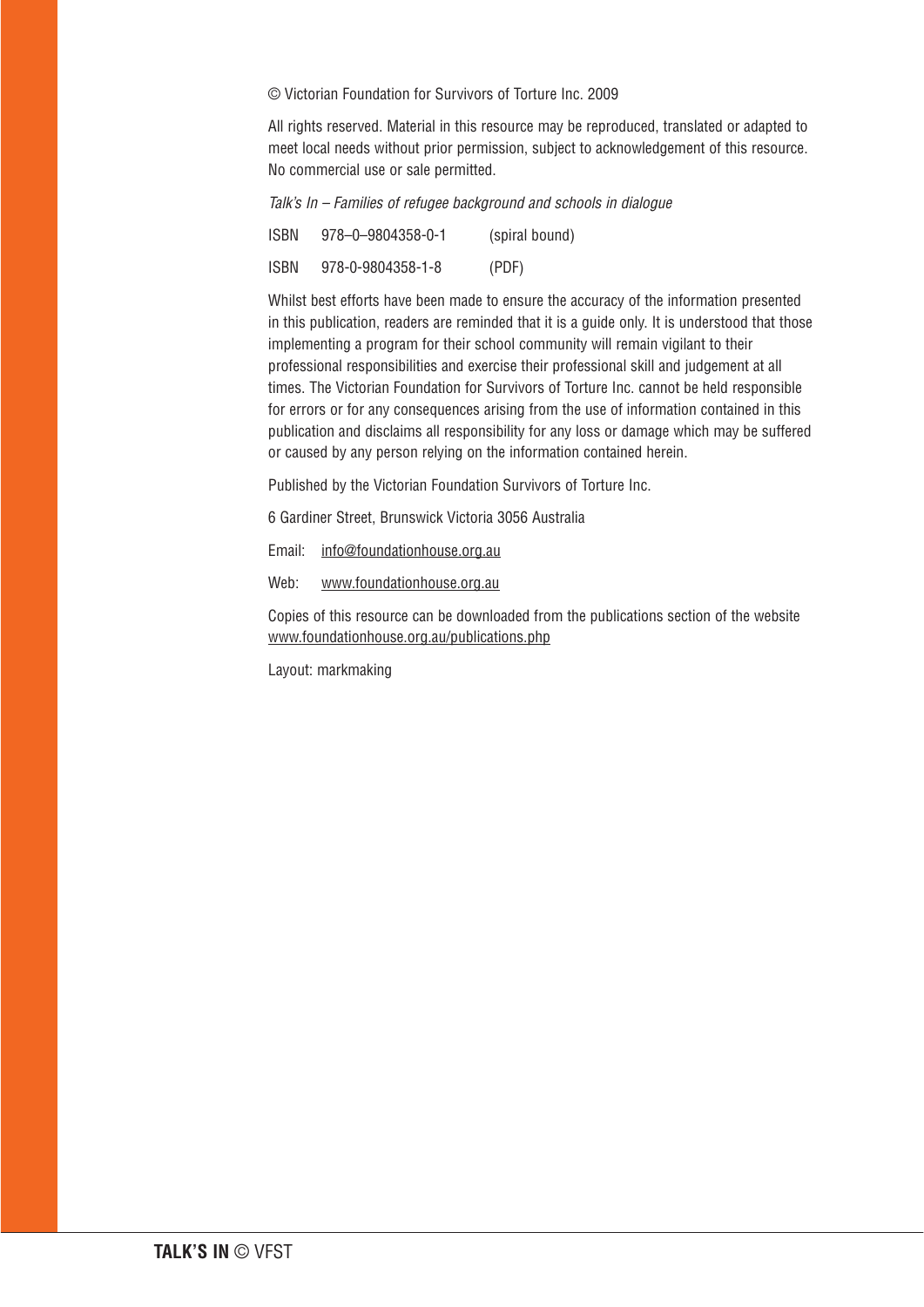© Victorian Foundation for Survivors of Torture Inc. 2009

All rights reserved. Material in this resource may be reproduced, translated or adapted to meet local needs without prior permission, subject to acknowledgement of this resource. No commercial use or sale permitted.

*Talk's In – Families of refugee background and schools in dialogue*

| | | |
|---|---|---|
| ISBN | 978–0–9804358-0-1 | (spiral bound) |
| ISBN | 978-0-9804358-1-8 | (PDF) |

Whilst best efforts have been made to ensure the accuracy of the information presented in this publication, readers are reminded that it is a guide only. It is understood that those implementing a program for their school community will remain vigilant to their professional responsibilities and exercise their professional skill and judgement at all times. The Victorian Foundation for Survivors of Torture Inc. cannot be held responsible for errors or for any consequences arising from the use of information contained in this publication and disclaims all responsibility for any loss or damage which may be suffered or caused by any person relying on the information contained herein.

Published by the Victorian Foundation Survivors of Torture Inc.

6 Gardiner Street, Brunswick Victoria 3056 Australia

Email: info@foundationhouse.org.au

Web: www.foundationhouse.org.au

Copies of this resource can be downloaded from the publications section of the website www.foundationhouse.org.au/publications.php

Layout: markmaking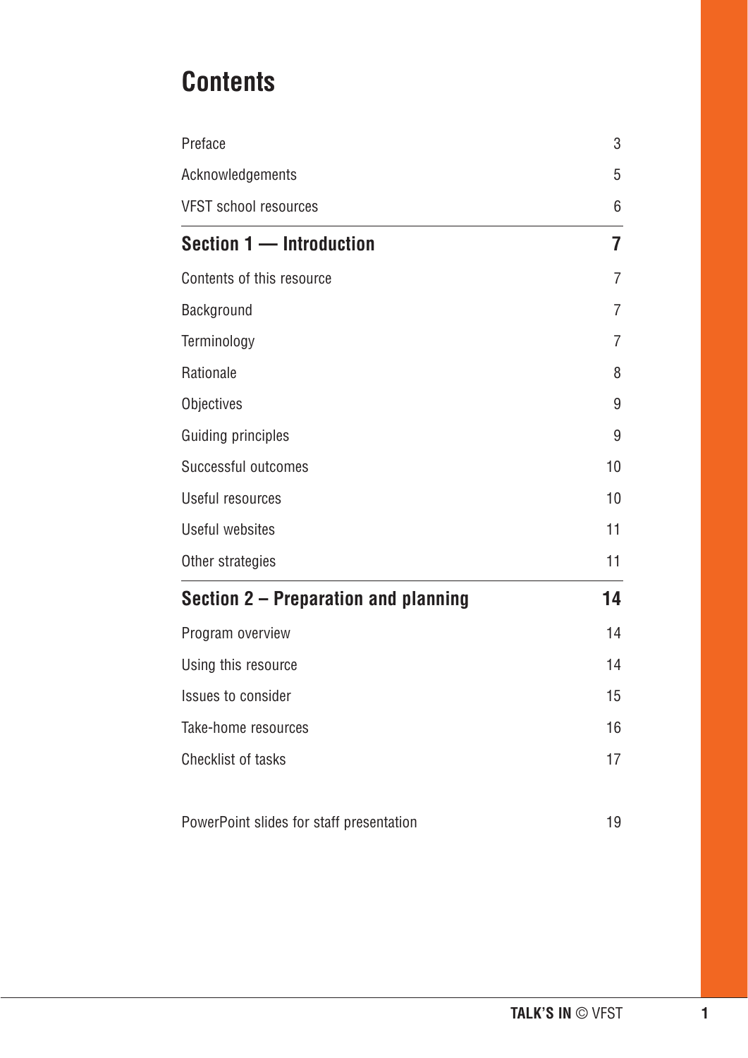# Contents

| | |
|---|---|
| Preface | 3 |
| Acknowledgements | 5 |
| VFST school resources | 6 |
| **Section 1 — Introduction** | **7** |
| Contents of this resource | 7 |
| Background | 7 |
| Terminology | 7 |
| Rationale | 8 |
| Objectives | 9 |
| Guiding principles | 9 |
| Successful outcomes | 10 |
| Useful resources | 10 |
| Useful websites | 11 |
| Other strategies | 11 |
| **Section 2 – Preparation and planning** | **14** |
| Program overview | 14 |
| Using this resource | 14 |
| Issues to consider | 15 |
| Take-home resources | 16 |
| Checklist of tasks | 17 |
| PowerPoint slides for staff presentation | 19 |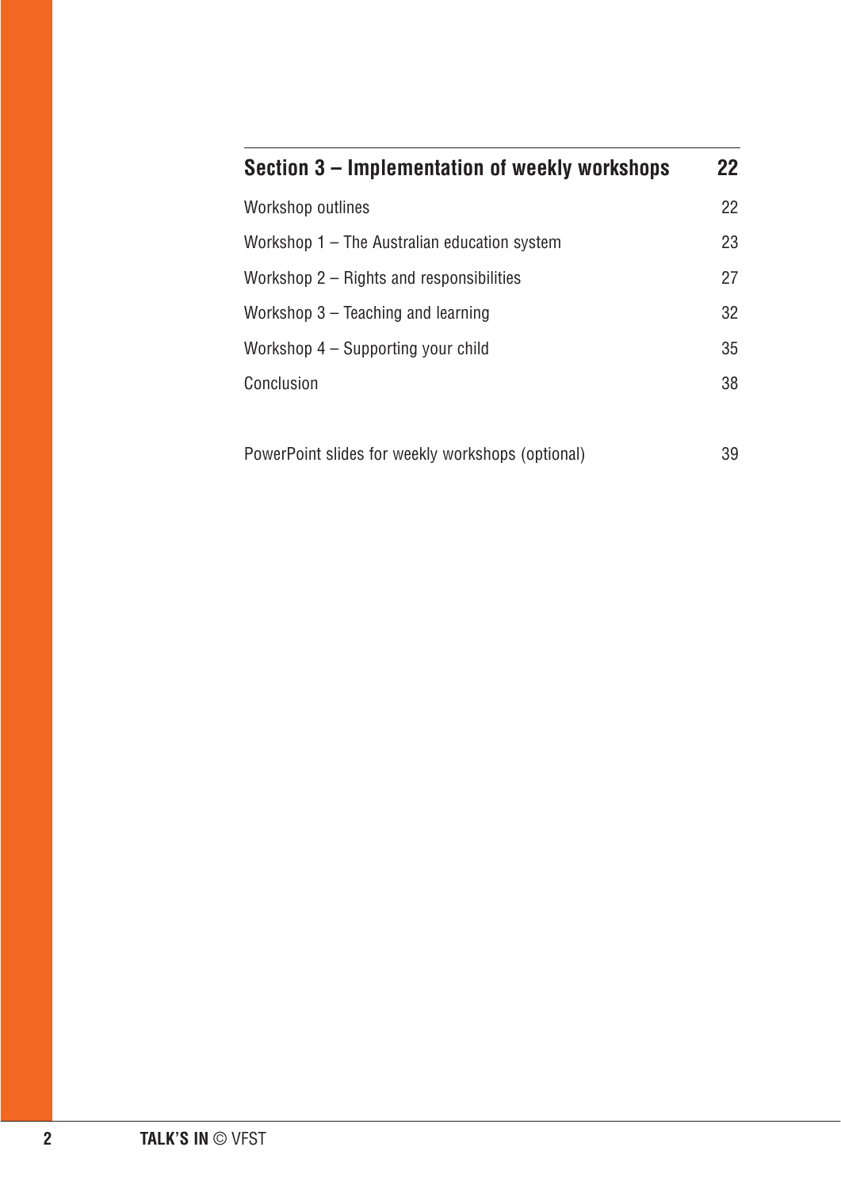| **Section 3 – Implementation of weekly workshops** | **22** |
| --- | --- |
| Workshop outlines | 22 |
| Workshop 1 – The Australian education system | 23 |
| Workshop 2 – Rights and responsibilities | 27 |
| Workshop 3 – Teaching and learning | 32 |
| Workshop 4 – Supporting your child | 35 |
| Conclusion | 38 |
| | |
| PowerPoint slides for weekly workshops (optional) | 39 |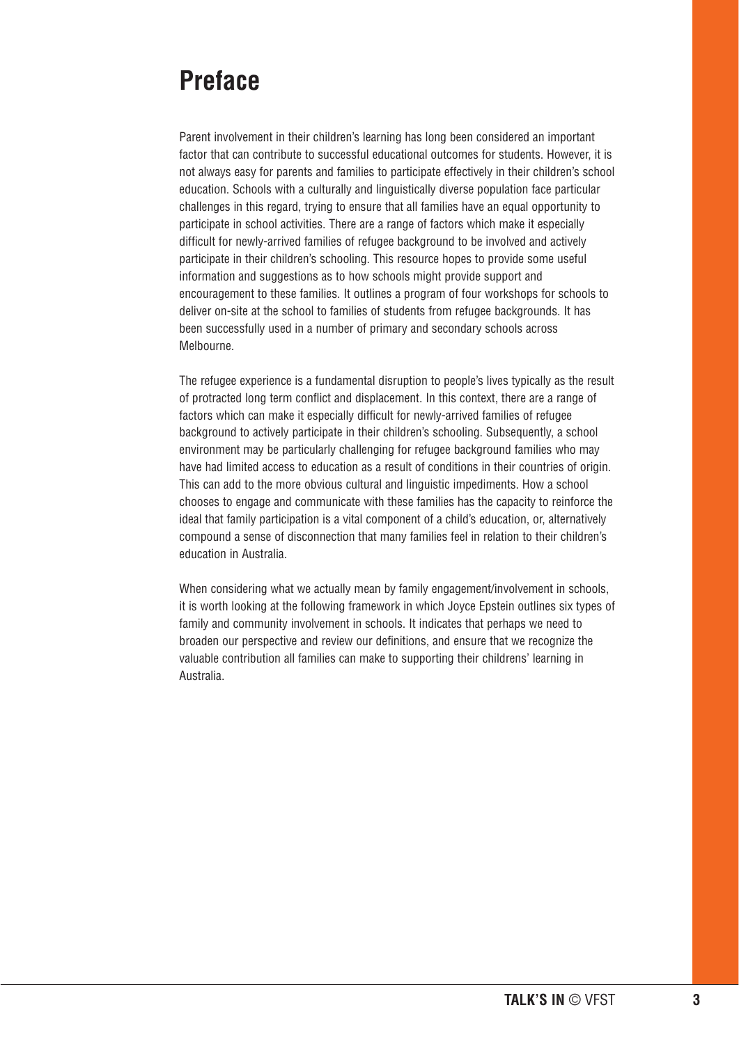# Preface

Parent involvement in their children's learning has long been considered an important factor that can contribute to successful educational outcomes for students. However, it is not always easy for parents and families to participate effectively in their children's school education. Schools with a culturally and linguistically diverse population face particular challenges in this regard, trying to ensure that all families have an equal opportunity to participate in school activities. There are a range of factors which make it especially difficult for newly-arrived families of refugee background to be involved and actively participate in their children's schooling. This resource hopes to provide some useful information and suggestions as to how schools might provide support and encouragement to these families. It outlines a program of four workshops for schools to deliver on-site at the school to families of students from refugee backgrounds. It has been successfully used in a number of primary and secondary schools across Melbourne.

The refugee experience is a fundamental disruption to people's lives typically as the result of protracted long term conflict and displacement. In this context, there are a range of factors which can make it especially difficult for newly-arrived families of refugee background to actively participate in their children's schooling. Subsequently, a school environment may be particularly challenging for refugee background families who may have had limited access to education as a result of conditions in their countries of origin. This can add to the more obvious cultural and linguistic impediments. How a school chooses to engage and communicate with these families has the capacity to reinforce the ideal that family participation is a vital component of a child's education, or, alternatively compound a sense of disconnection that many families feel in relation to their children's education in Australia.

When considering what we actually mean by family engagement/involvement in schools, it is worth looking at the following framework in which Joyce Epstein outlines six types of family and community involvement in schools. It indicates that perhaps we need to broaden our perspective and review our definitions, and ensure that we recognize the valuable contribution all families can make to supporting their childrens' learning in Australia.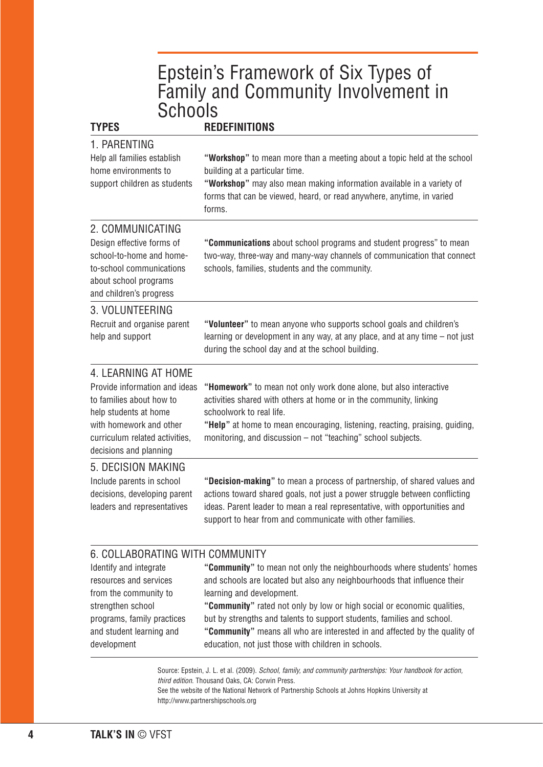# Epstein's Framework of Six Types of Family and Community Involvement in Schools

| TYPES | REDEFINITIONS |
|---|---|
| **1. PARENTING**<br>Help all families establish home environments to support children as students | **"Workshop"** to mean more than a meeting about a topic held at the school building at a particular time.<br>**"Workshop"** may also mean making information available in a variety of forms that can be viewed, heard, or read anywhere, anytime, in varied forms. |
| **2. COMMUNICATING**<br>Design effective forms of school-to-home and home-to-school communications about school programs and children's progress | **"Communications** about school programs and student progress" to mean two-way, three-way and many-way channels of communication that connect schools, families, students and the community. |
| **3. VOLUNTEERING**<br>Recruit and organise parent help and support | **"Volunteer"** to mean anyone who supports school goals and children's learning or development in any way, at any place, and at any time – not just during the school day and at the school building. |
| **4. LEARNING AT HOME**<br>Provide information and ideas to families about how to help students at home with homework and other curriculum related activities, decisions and planning | **"Homework"** to mean not only work done alone, but also interactive activities shared with others at home or in the community, linking schoolwork to real life.<br>**"Help"** at home to mean encouraging, listening, reacting, praising, guiding, monitoring, and discussion – not "teaching" school subjects. |
| **5. DECISION MAKING**<br>Include parents in school decisions, developing parent leaders and representatives | **"Decision-making"** to mean a process of partnership, of shared values and actions toward shared goals, not just a power struggle between conflicting ideas. Parent leader to mean a real representative, with opportunities and support to hear from and communicate with other families. |
| **6. COLLABORATING WITH COMMUNITY**<br>Identify and integrate resources and services from the community to strengthen school programs, family practices and student learning and development | **"Community"** to mean not only the neighbourhoods where students' homes and schools are located but also any neighbourhoods that influence their learning and development.<br>**"Community"** rated not only by low or high social or economic qualities, but by strengths and talents to support students, families and school.<br>**"Community"** means all who are interested in and affected by the quality of education, not just those with children in schools. |

Source: Epstein, J. L. et al. (2009). *School, family, and community partnerships: Your handbook for action, third edition*. Thousand Oaks, CA: Corwin Press.

See the website of the National Network of Partnership Schools at Johns Hopkins University at http://www.partnershipschools.org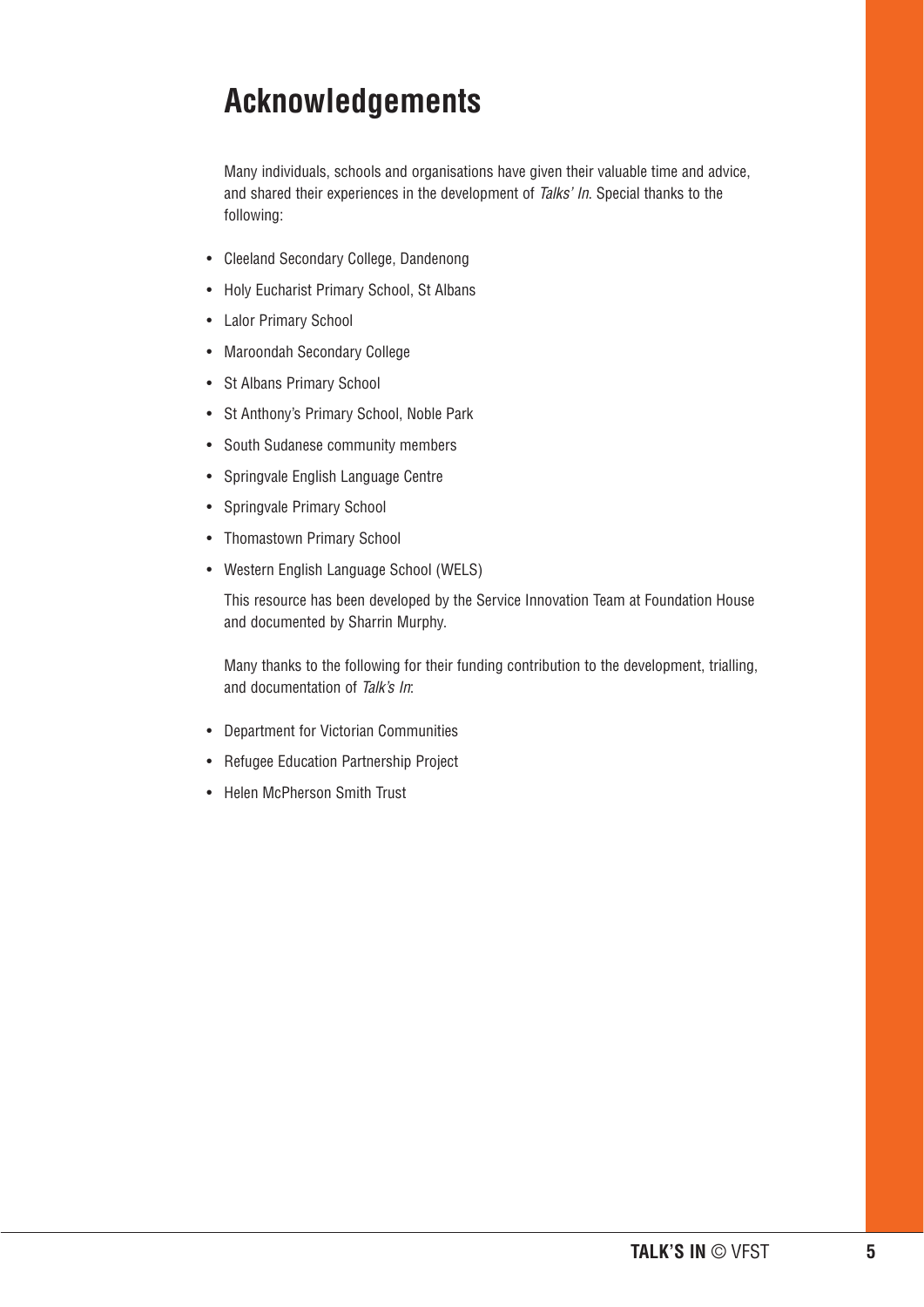# Acknowledgements

Many individuals, schools and organisations have given their valuable time and advice, and shared their experiences in the development of *Talks' In*. Special thanks to the following:

- Cleeland Secondary College, Dandenong
- Holy Eucharist Primary School, St Albans
- Lalor Primary School
- Maroondah Secondary College
- St Albans Primary School
- St Anthony's Primary School, Noble Park
- South Sudanese community members
- Springvale English Language Centre
- Springvale Primary School
- Thomastown Primary School
- Western English Language School (WELS)

This resource has been developed by the Service Innovation Team at Foundation House and documented by Sharrin Murphy.

Many thanks to the following for their funding contribution to the development, trialling, and documentation of *Talk's In*:

- Department for Victorian Communities
- Refugee Education Partnership Project
- Helen McPherson Smith Trust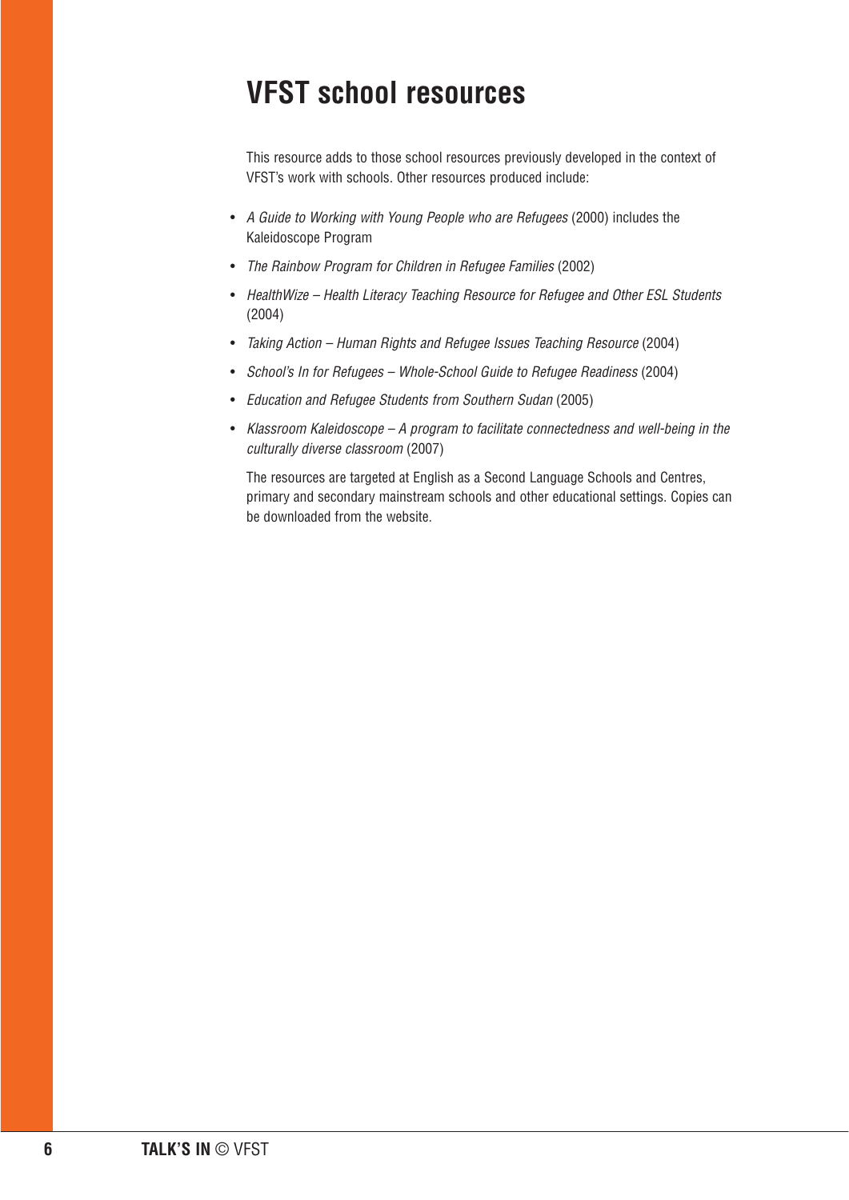# VFST school resources

This resource adds to those school resources previously developed in the context of VFST's work with schools. Other resources produced include:

- *A Guide to Working with Young People who are Refugees* (2000) includes the Kaleidoscope Program
- *The Rainbow Program for Children in Refugee Families* (2002)
- *HealthWize – Health Literacy Teaching Resource for Refugee and Other ESL Students* (2004)
- *Taking Action – Human Rights and Refugee Issues Teaching Resource* (2004)
- *School's In for Refugees – Whole-School Guide to Refugee Readiness* (2004)
- *Education and Refugee Students from Southern Sudan* (2005)
- *Klassroom Kaleidoscope – A program to facilitate connectedness and well-being in the culturally diverse classroom* (2007)

The resources are targeted at English as a Second Language Schools and Centres, primary and secondary mainstream schools and other educational settings. Copies can be downloaded from the website.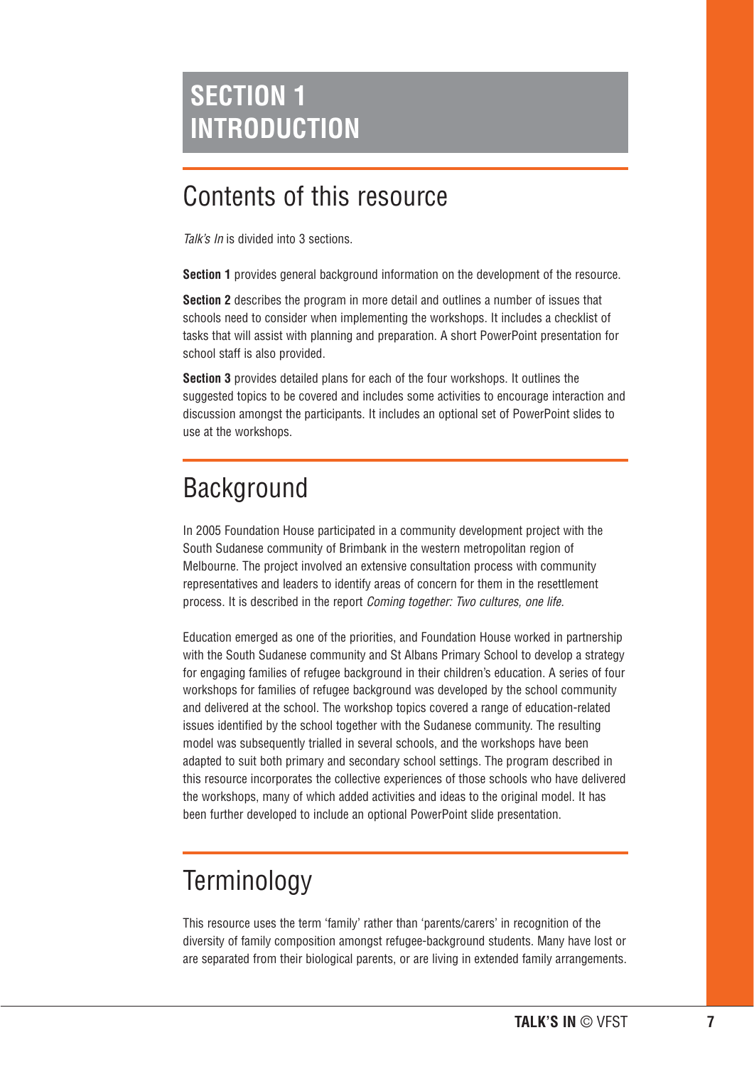# SECTION 1 INTRODUCTION

## Contents of this resource

*Talk's In* is divided into 3 sections.

**Section 1** provides general background information on the development of the resource.

**Section 2** describes the program in more detail and outlines a number of issues that schools need to consider when implementing the workshops. It includes a checklist of tasks that will assist with planning and preparation. A short PowerPoint presentation for school staff is also provided.

**Section 3** provides detailed plans for each of the four workshops. It outlines the suggested topics to be covered and includes some activities to encourage interaction and discussion amongst the participants. It includes an optional set of PowerPoint slides to use at the workshops.

## Background

In 2005 Foundation House participated in a community development project with the South Sudanese community of Brimbank in the western metropolitan region of Melbourne. The project involved an extensive consultation process with community representatives and leaders to identify areas of concern for them in the resettlement process. It is described in the report *Coming together: Two cultures, one life.*

Education emerged as one of the priorities, and Foundation House worked in partnership with the South Sudanese community and St Albans Primary School to develop a strategy for engaging families of refugee background in their children's education. A series of four workshops for families of refugee background was developed by the school community and delivered at the school. The workshop topics covered a range of education-related issues identified by the school together with the Sudanese community. The resulting model was subsequently trialled in several schools, and the workshops have been adapted to suit both primary and secondary school settings. The program described in this resource incorporates the collective experiences of those schools who have delivered the workshops, many of which added activities and ideas to the original model. It has been further developed to include an optional PowerPoint slide presentation.

## Terminology

This resource uses the term 'family' rather than 'parents/carers' in recognition of the diversity of family composition amongst refugee-background students. Many have lost or are separated from their biological parents, or are living in extended family arrangements.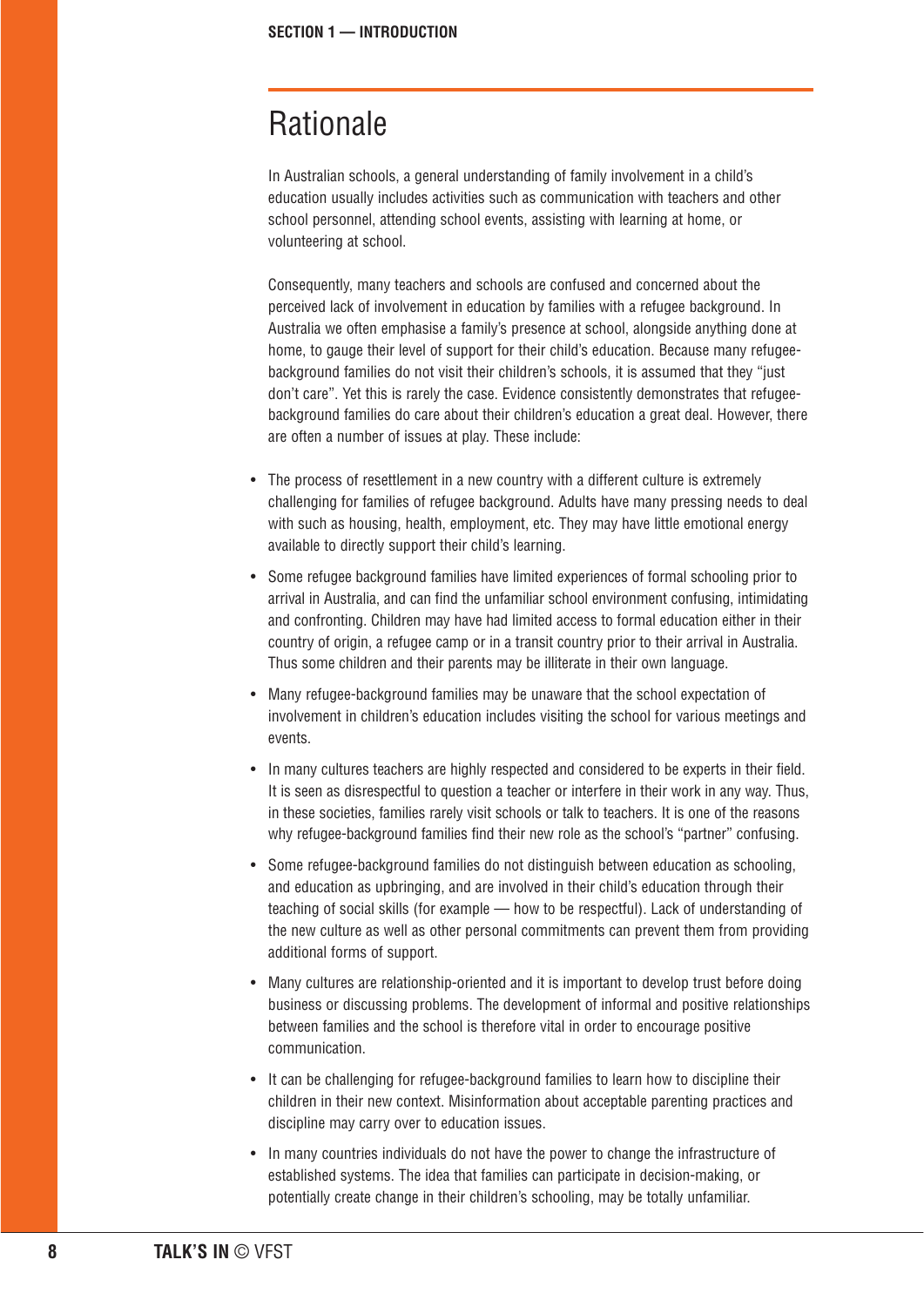# Rationale

In Australian schools, a general understanding of family involvement in a child's education usually includes activities such as communication with teachers and other school personnel, attending school events, assisting with learning at home, or volunteering at school.

Consequently, many teachers and schools are confused and concerned about the perceived lack of involvement in education by families with a refugee background. In Australia we often emphasise a family's presence at school, alongside anything done at home, to gauge their level of support for their child's education. Because many refugee-background families do not visit their children's schools, it is assumed that they "just don't care". Yet this is rarely the case. Evidence consistently demonstrates that refugee-background families do care about their children's education a great deal. However, there are often a number of issues at play. These include:

- The process of resettlement in a new country with a different culture is extremely challenging for families of refugee background. Adults have many pressing needs to deal with such as housing, health, employment, etc. They may have little emotional energy available to directly support their child's learning.
- Some refugee background families have limited experiences of formal schooling prior to arrival in Australia, and can find the unfamiliar school environment confusing, intimidating and confronting. Children may have had limited access to formal education either in their country of origin, a refugee camp or in a transit country prior to their arrival in Australia. Thus some children and their parents may be illiterate in their own language.
- Many refugee-background families may be unaware that the school expectation of involvement in children's education includes visiting the school for various meetings and events.
- In many cultures teachers are highly respected and considered to be experts in their field. It is seen as disrespectful to question a teacher or interfere in their work in any way. Thus, in these societies, families rarely visit schools or talk to teachers. It is one of the reasons why refugee-background families find their new role as the school's "partner" confusing.
- Some refugee-background families do not distinguish between education as schooling, and education as upbringing, and are involved in their child's education through their teaching of social skills (for example — how to be respectful). Lack of understanding of the new culture as well as other personal commitments can prevent them from providing additional forms of support.
- Many cultures are relationship-oriented and it is important to develop trust before doing business or discussing problems. The development of informal and positive relationships between families and the school is therefore vital in order to encourage positive communication.
- It can be challenging for refugee-background families to learn how to discipline their children in their new context. Misinformation about acceptable parenting practices and discipline may carry over to education issues.
- In many countries individuals do not have the power to change the infrastructure of established systems. The idea that families can participate in decision-making, or potentially create change in their children's schooling, may be totally unfamiliar.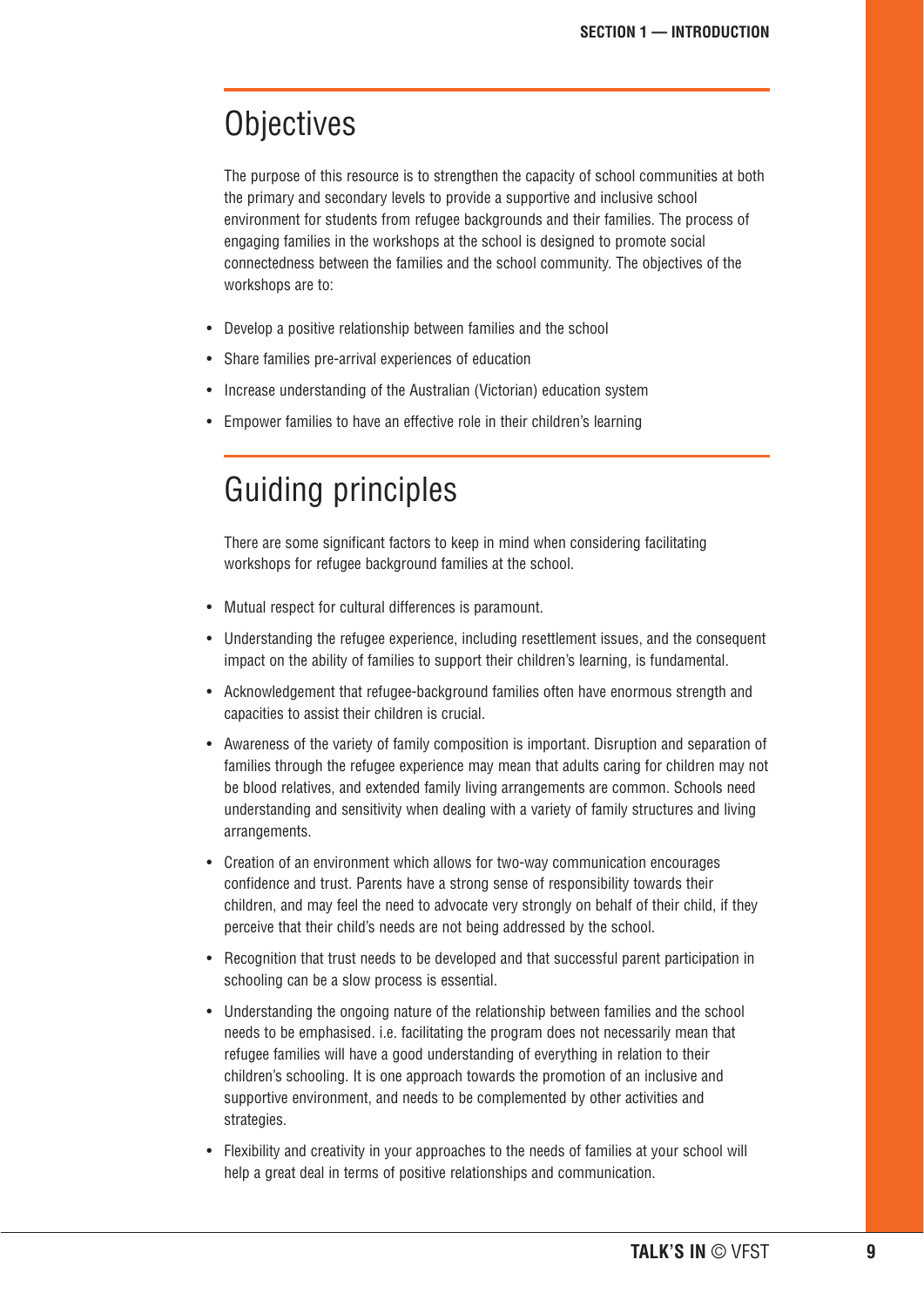## Objectives

The purpose of this resource is to strengthen the capacity of school communities at both the primary and secondary levels to provide a supportive and inclusive school environment for students from refugee backgrounds and their families. The process of engaging families in the workshops at the school is designed to promote social connectedness between the families and the school community. The objectives of the workshops are to:

- Develop a positive relationship between families and the school
- Share families pre-arrival experiences of education
- Increase understanding of the Australian (Victorian) education system
- Empower families to have an effective role in their children's learning

## Guiding principles

There are some significant factors to keep in mind when considering facilitating workshops for refugee background families at the school.

- Mutual respect for cultural differences is paramount.
- Understanding the refugee experience, including resettlement issues, and the consequent impact on the ability of families to support their children's learning, is fundamental.
- Acknowledgement that refugee-background families often have enormous strength and capacities to assist their children is crucial.
- Awareness of the variety of family composition is important. Disruption and separation of families through the refugee experience may mean that adults caring for children may not be blood relatives, and extended family living arrangements are common. Schools need understanding and sensitivity when dealing with a variety of family structures and living arrangements.
- Creation of an environment which allows for two-way communication encourages confidence and trust. Parents have a strong sense of responsibility towards their children, and may feel the need to advocate very strongly on behalf of their child, if they perceive that their child's needs are not being addressed by the school.
- Recognition that trust needs to be developed and that successful parent participation in schooling can be a slow process is essential.
- Understanding the ongoing nature of the relationship between families and the school needs to be emphasised. i.e. facilitating the program does not necessarily mean that refugee families will have a good understanding of everything in relation to their children's schooling. It is one approach towards the promotion of an inclusive and supportive environment, and needs to be complemented by other activities and strategies.
- Flexibility and creativity in your approaches to the needs of families at your school will help a great deal in terms of positive relationships and communication.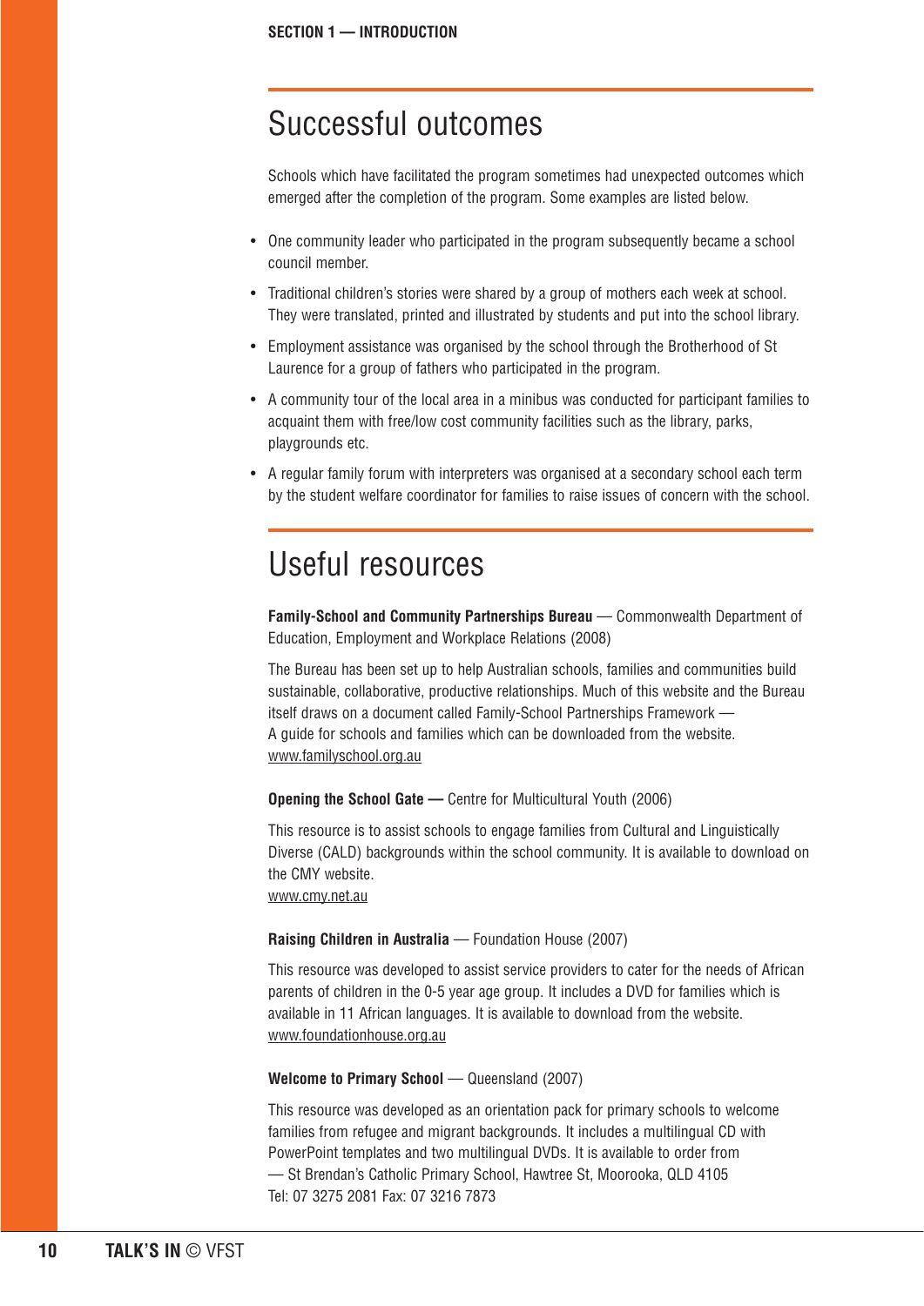## Successful outcomes

Schools which have facilitated the program sometimes had unexpected outcomes which emerged after the completion of the program. Some examples are listed below.

- One community leader who participated in the program subsequently became a school council member.
- Traditional children's stories were shared by a group of mothers each week at school. They were translated, printed and illustrated by students and put into the school library.
- Employment assistance was organised by the school through the Brotherhood of St Laurence for a group of fathers who participated in the program.
- A community tour of the local area in a minibus was conducted for participant families to acquaint them with free/low cost community facilities such as the library, parks, playgrounds etc.
- A regular family forum with interpreters was organised at a secondary school each term by the student welfare coordinator for families to raise issues of concern with the school.

## Useful resources

**Family-School and Community Partnerships Bureau** — Commonwealth Department of Education, Employment and Workplace Relations (2008)

The Bureau has been set up to help Australian schools, families and communities build sustainable, collaborative, productive relationships. Much of this website and the Bureau itself draws on a document called Family-School Partnerships Framework — A guide for schools and families which can be downloaded from the website.
www.familyschool.org.au

**Opening the School Gate —** Centre for Multicultural Youth (2006)

This resource is to assist schools to engage families from Cultural and Linguistically Diverse (CALD) backgrounds within the school community. It is available to download on the CMY website.
www.cmy.net.au

**Raising Children in Australia** — Foundation House (2007)

This resource was developed to assist service providers to cater for the needs of African parents of children in the 0-5 year age group. It includes a DVD for families which is available in 11 African languages. It is available to download from the website.
www.foundationhouse.org.au

**Welcome to Primary School** — Queensland (2007)

This resource was developed as an orientation pack for primary schools to welcome families from refugee and migrant backgrounds. It includes a multilingual CD with PowerPoint templates and two multilingual DVDs. It is available to order from — St Brendan's Catholic Primary School, Hawtree St, Moorooka, QLD 4105
Tel: 07 3275 2081 Fax: 07 3216 7873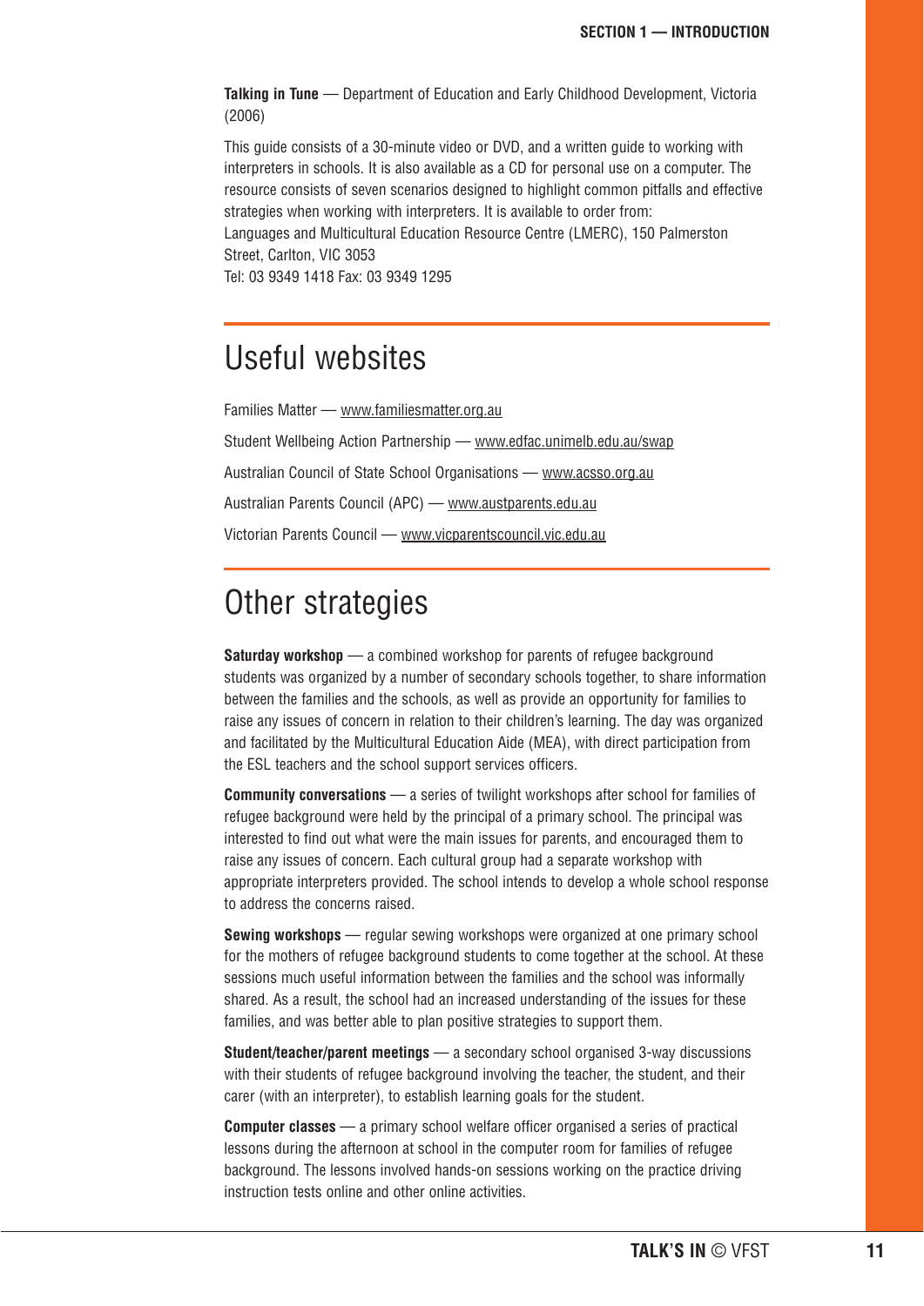**Talking in Tune** — Department of Education and Early Childhood Development, Victoria (2006)

This guide consists of a 30-minute video or DVD, and a written guide to working with interpreters in schools. It is also available as a CD for personal use on a computer. The resource consists of seven scenarios designed to highlight common pitfalls and effective strategies when working with interpreters. It is available to order from:
Languages and Multicultural Education Resource Centre (LMERC), 150 Palmerston Street, Carlton, VIC 3053
Tel: 03 9349 1418 Fax: 03 9349 1295

# Useful websites

Families Matter — www.familiesmatter.org.au

Student Wellbeing Action Partnership — www.edfac.unimelb.edu.au/swap

Australian Council of State School Organisations — www.acsso.org.au

Australian Parents Council (APC) — www.austparents.edu.au

Victorian Parents Council — www.vicparentscouncil.vic.edu.au

# Other strategies

**Saturday workshop** — a combined workshop for parents of refugee background students was organized by a number of secondary schools together, to share information between the families and the schools, as well as provide an opportunity for families to raise any issues of concern in relation to their children's learning. The day was organized and facilitated by the Multicultural Education Aide (MEA), with direct participation from the ESL teachers and the school support services officers.

**Community conversations** — a series of twilight workshops after school for families of refugee background were held by the principal of a primary school. The principal was interested to find out what were the main issues for parents, and encouraged them to raise any issues of concern. Each cultural group had a separate workshop with appropriate interpreters provided. The school intends to develop a whole school response to address the concerns raised.

**Sewing workshops** — regular sewing workshops were organized at one primary school for the mothers of refugee background students to come together at the school. At these sessions much useful information between the families and the school was informally shared. As a result, the school had an increased understanding of the issues for these families, and was better able to plan positive strategies to support them.

**Student/teacher/parent meetings** — a secondary school organised 3-way discussions with their students of refugee background involving the teacher, the student, and their carer (with an interpreter), to establish learning goals for the student.

**Computer classes** — a primary school welfare officer organised a series of practical lessons during the afternoon at school in the computer room for families of refugee background. The lessons involved hands-on sessions working on the practice driving instruction tests online and other online activities.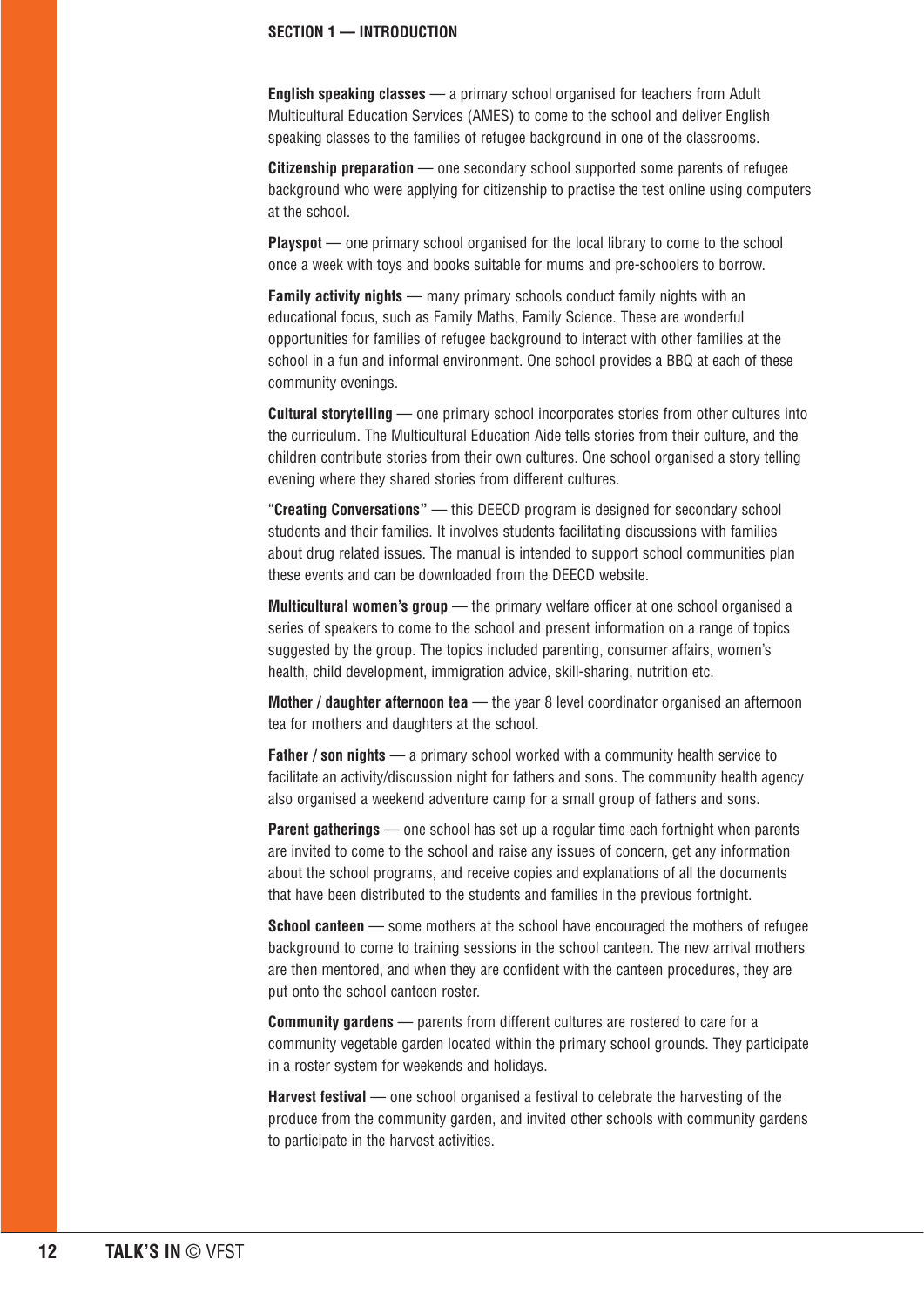**English speaking classes** — a primary school organised for teachers from Adult Multicultural Education Services (AMES) to come to the school and deliver English speaking classes to the families of refugee background in one of the classrooms.

**Citizenship preparation** — one secondary school supported some parents of refugee background who were applying for citizenship to practise the test online using computers at the school.

**Playspot** — one primary school organised for the local library to come to the school once a week with toys and books suitable for mums and pre-schoolers to borrow.

**Family activity nights** — many primary schools conduct family nights with an educational focus, such as Family Maths, Family Science. These are wonderful opportunities for families of refugee background to interact with other families at the school in a fun and informal environment. One school provides a BBQ at each of these community evenings.

**Cultural storytelling** — one primary school incorporates stories from other cultures into the curriculum. The Multicultural Education Aide tells stories from their culture, and the children contribute stories from their own cultures. One school organised a story telling evening where they shared stories from different cultures.

"**Creating Conversations"** — this DEECD program is designed for secondary school students and their families. It involves students facilitating discussions with families about drug related issues. The manual is intended to support school communities plan these events and can be downloaded from the DEECD website.

**Multicultural women's group** — the primary welfare officer at one school organised a series of speakers to come to the school and present information on a range of topics suggested by the group. The topics included parenting, consumer affairs, women's health, child development, immigration advice, skill-sharing, nutrition etc.

**Mother / daughter afternoon tea** — the year 8 level coordinator organised an afternoon tea for mothers and daughters at the school.

**Father / son nights** — a primary school worked with a community health service to facilitate an activity/discussion night for fathers and sons. The community health agency also organised a weekend adventure camp for a small group of fathers and sons.

**Parent gatherings** — one school has set up a regular time each fortnight when parents are invited to come to the school and raise any issues of concern, get any information about the school programs, and receive copies and explanations of all the documents that have been distributed to the students and families in the previous fortnight.

**School canteen** — some mothers at the school have encouraged the mothers of refugee background to come to training sessions in the school canteen. The new arrival mothers are then mentored, and when they are confident with the canteen procedures, they are put onto the school canteen roster.

**Community gardens** — parents from different cultures are rostered to care for a community vegetable garden located within the primary school grounds. They participate in a roster system for weekends and holidays.

**Harvest festival** — one school organised a festival to celebrate the harvesting of the produce from the community garden, and invited other schools with community gardens to participate in the harvest activities.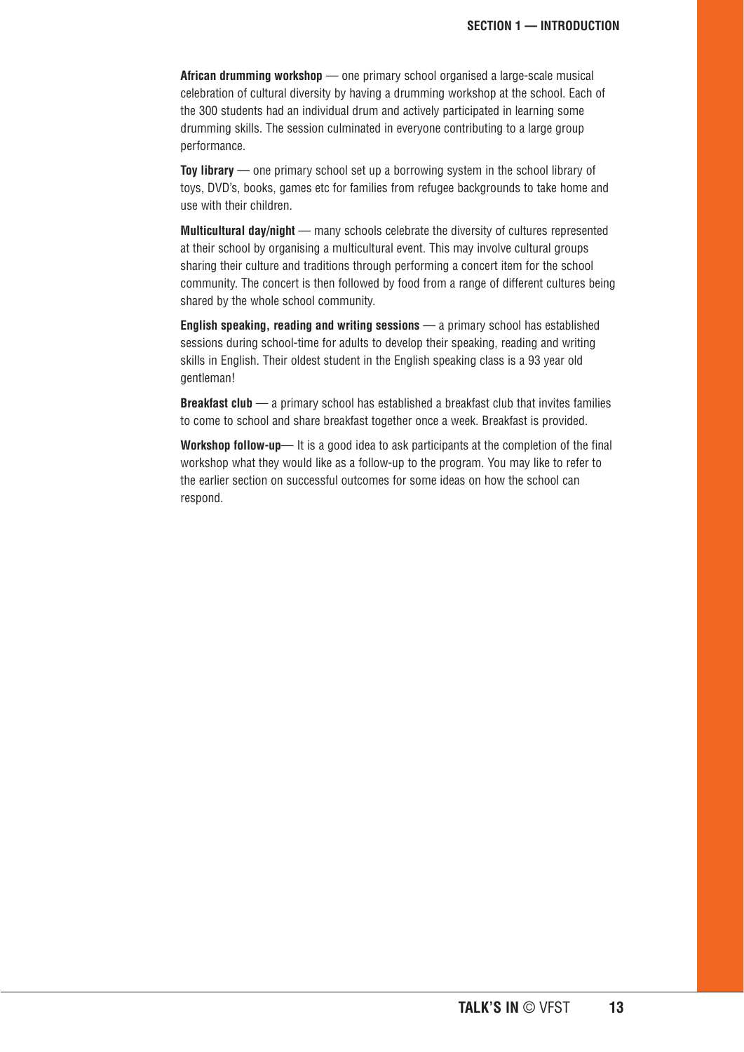**African drumming workshop** — one primary school organised a large-scale musical celebration of cultural diversity by having a drumming workshop at the school. Each of the 300 students had an individual drum and actively participated in learning some drumming skills. The session culminated in everyone contributing to a large group performance.

**Toy library** — one primary school set up a borrowing system in the school library of toys, DVD's, books, games etc for families from refugee backgrounds to take home and use with their children.

**Multicultural day/night** — many schools celebrate the diversity of cultures represented at their school by organising a multicultural event. This may involve cultural groups sharing their culture and traditions through performing a concert item for the school community. The concert is then followed by food from a range of different cultures being shared by the whole school community.

**English speaking, reading and writing sessions** — a primary school has established sessions during school-time for adults to develop their speaking, reading and writing skills in English. Their oldest student in the English speaking class is a 93 year old gentleman!

**Breakfast club** — a primary school has established a breakfast club that invites families to come to school and share breakfast together once a week. Breakfast is provided.

**Workshop follow-up**— It is a good idea to ask participants at the completion of the final workshop what they would like as a follow-up to the program. You may like to refer to the earlier section on successful outcomes for some ideas on how the school can respond.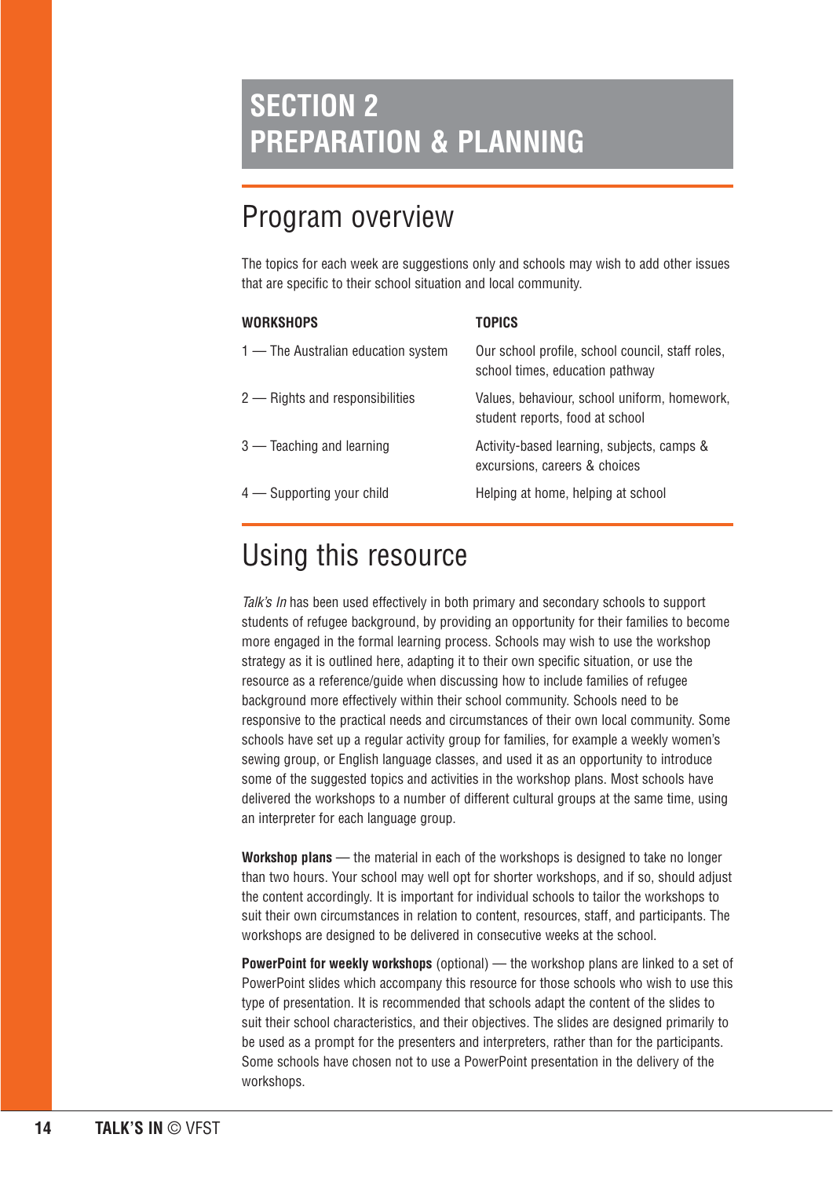# SECTION 2
# PREPARATION & PLANNING

## Program overview

The topics for each week are suggestions only and schools may wish to add other issues that are specific to their school situation and local community.

| WORKSHOPS | TOPICS |
|---|---|
| 1 — The Australian education system | Our school profile, school council, staff roles, school times, education pathway |
| 2 — Rights and responsibilities | Values, behaviour, school uniform, homework, student reports, food at school |
| 3 — Teaching and learning | Activity-based learning, subjects, camps & excursions, careers & choices |
| 4 — Supporting your child | Helping at home, helping at school |

## Using this resource

*Talk's In* has been used effectively in both primary and secondary schools to support students of refugee background, by providing an opportunity for their families to become more engaged in the formal learning process. Schools may wish to use the workshop strategy as it is outlined here, adapting it to their own specific situation, or use the resource as a reference/guide when discussing how to include families of refugee background more effectively within their school community. Schools need to be responsive to the practical needs and circumstances of their own local community. Some schools have set up a regular activity group for families, for example a weekly women's sewing group, or English language classes, and used it as an opportunity to introduce some of the suggested topics and activities in the workshop plans. Most schools have delivered the workshops to a number of different cultural groups at the same time, using an interpreter for each language group.

**Workshop plans** — the material in each of the workshops is designed to take no longer than two hours. Your school may well opt for shorter workshops, and if so, should adjust the content accordingly. It is important for individual schools to tailor the workshops to suit their own circumstances in relation to content, resources, staff, and participants. The workshops are designed to be delivered in consecutive weeks at the school.

**PowerPoint for weekly workshops** (optional) — the workshop plans are linked to a set of PowerPoint slides which accompany this resource for those schools who wish to use this type of presentation. It is recommended that schools adapt the content of the slides to suit their school characteristics, and their objectives. The slides are designed primarily to be used as a prompt for the presenters and interpreters, rather than for the participants. Some schools have chosen not to use a PowerPoint presentation in the delivery of the workshops.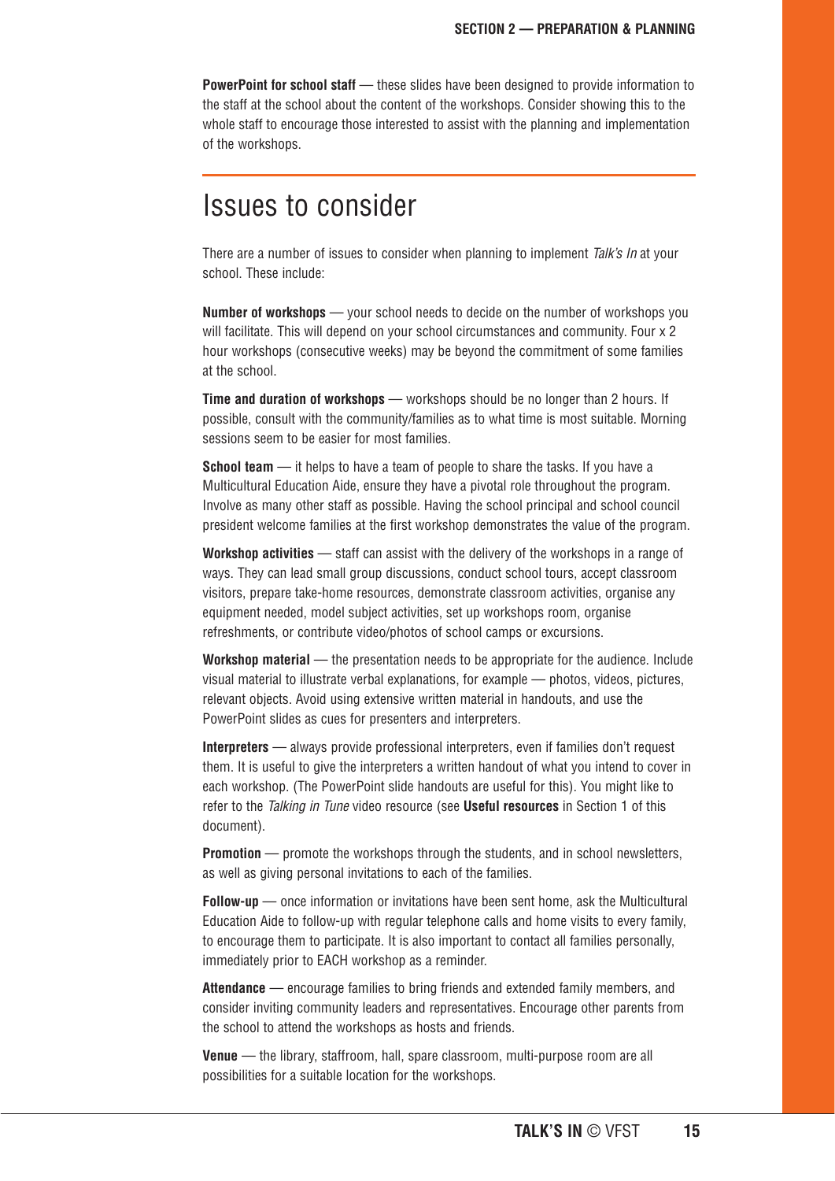**PowerPoint for school staff** — these slides have been designed to provide information to the staff at the school about the content of the workshops. Consider showing this to the whole staff to encourage those interested to assist with the planning and implementation of the workshops.

## Issues to consider

There are a number of issues to consider when planning to implement *Talk's In* at your school. These include:

**Number of workshops** — your school needs to decide on the number of workshops you will facilitate. This will depend on your school circumstances and community. Four x 2 hour workshops (consecutive weeks) may be beyond the commitment of some families at the school.

**Time and duration of workshops** — workshops should be no longer than 2 hours. If possible, consult with the community/families as to what time is most suitable. Morning sessions seem to be easier for most families.

**School team** — it helps to have a team of people to share the tasks. If you have a Multicultural Education Aide, ensure they have a pivotal role throughout the program. Involve as many other staff as possible. Having the school principal and school council president welcome families at the first workshop demonstrates the value of the program.

**Workshop activities** — staff can assist with the delivery of the workshops in a range of ways. They can lead small group discussions, conduct school tours, accept classroom visitors, prepare take-home resources, demonstrate classroom activities, organise any equipment needed, model subject activities, set up workshops room, organise refreshments, or contribute video/photos of school camps or excursions.

**Workshop material** — the presentation needs to be appropriate for the audience. Include visual material to illustrate verbal explanations, for example — photos, videos, pictures, relevant objects. Avoid using extensive written material in handouts, and use the PowerPoint slides as cues for presenters and interpreters.

**Interpreters** — always provide professional interpreters, even if families don't request them. It is useful to give the interpreters a written handout of what you intend to cover in each workshop. (The PowerPoint slide handouts are useful for this). You might like to refer to the *Talking in Tune* video resource (see **Useful resources** in Section 1 of this document).

**Promotion** — promote the workshops through the students, and in school newsletters, as well as giving personal invitations to each of the families.

**Follow-up** — once information or invitations have been sent home, ask the Multicultural Education Aide to follow-up with regular telephone calls and home visits to every family, to encourage them to participate. It is also important to contact all families personally, immediately prior to EACH workshop as a reminder.

**Attendance** — encourage families to bring friends and extended family members, and consider inviting community leaders and representatives. Encourage other parents from the school to attend the workshops as hosts and friends.

**Venue** — the library, staffroom, hall, spare classroom, multi-purpose room are all possibilities for a suitable location for the workshops.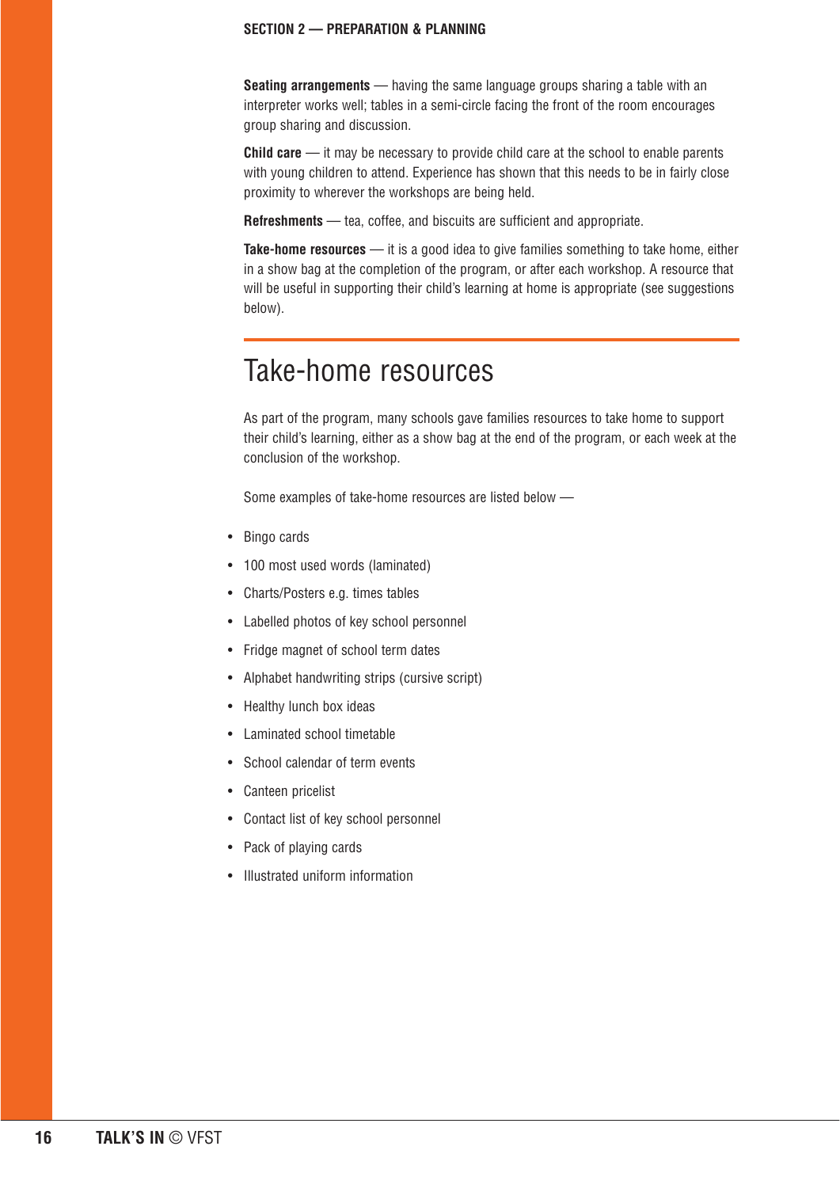**Seating arrangements** — having the same language groups sharing a table with an interpreter works well; tables in a semi-circle facing the front of the room encourages group sharing and discussion.

**Child care** — it may be necessary to provide child care at the school to enable parents with young children to attend. Experience has shown that this needs to be in fairly close proximity to wherever the workshops are being held.

**Refreshments** — tea, coffee, and biscuits are sufficient and appropriate.

**Take-home resources** — it is a good idea to give families something to take home, either in a show bag at the completion of the program, or after each workshop. A resource that will be useful in supporting their child's learning at home is appropriate (see suggestions below).

# Take-home resources

As part of the program, many schools gave families resources to take home to support their child's learning, either as a show bag at the end of the program, or each week at the conclusion of the workshop.

Some examples of take-home resources are listed below —

- Bingo cards
- 100 most used words (laminated)
- Charts/Posters e.g. times tables
- Labelled photos of key school personnel
- Fridge magnet of school term dates
- Alphabet handwriting strips (cursive script)
- Healthy lunch box ideas
- Laminated school timetable
- School calendar of term events
- Canteen pricelist
- Contact list of key school personnel
- Pack of playing cards
- Illustrated uniform information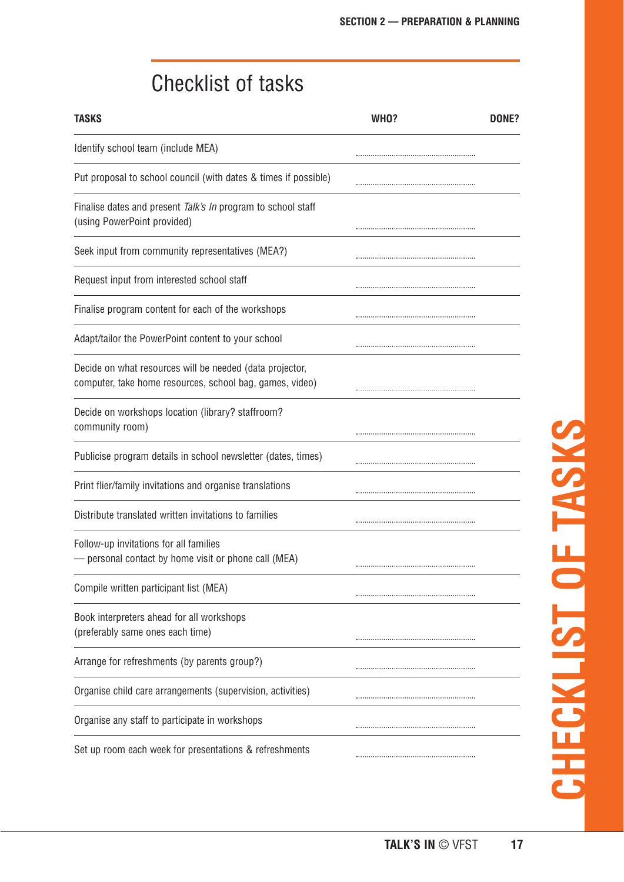# Checklist of tasks

| TASKS | WHO? | DONE? |
|---|---|---|
| Identify school team (include MEA) | .......................................... | |
| Put proposal to school council (with dates & times if possible) | .......................................... | |
| Finalise dates and present *Talk's In* program to school staff (using PowerPoint provided) | .......................................... | |
| Seek input from community representatives (MEA?) | .......................................... | |
| Request input from interested school staff | .......................................... | |
| Finalise program content for each of the workshops | .......................................... | |
| Adapt/tailor the PowerPoint content to your school | .......................................... | |
| Decide on what resources will be needed (data projector, computer, take home resources, school bag, games, video) | .......................................... | |
| Decide on workshops location (library? staffroom? community room) | .......................................... | |
| Publicise program details in school newsletter (dates, times) | .......................................... | |
| Print flier/family invitations and organise translations | .......................................... | |
| Distribute translated written invitations to families | .......................................... | |
| Follow-up invitations for all families — personal contact by home visit or phone call (MEA) | .......................................... | |
| Compile written participant list (MEA) | .......................................... | |
| Book interpreters ahead for all workshops (preferably same ones each time) | .......................................... | |
| Arrange for refreshments (by parents group?) | .......................................... | |
| Organise child care arrangements (supervision, activities) | .......................................... | |
| Organise any staff to participate in workshops | .......................................... | |
| Set up room each week for presentations & refreshments | .......................................... | |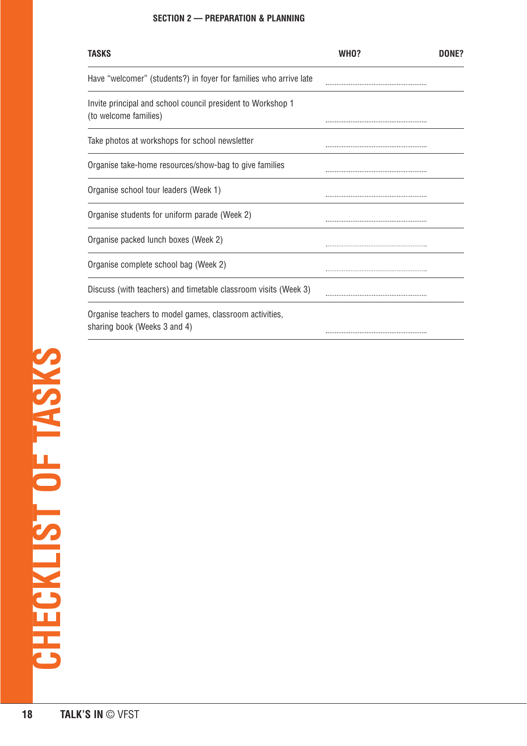## SECTION 2 — PREPARATION & PLANNING

| TASKS | WHO? | DONE? |
|---|---|---|
| Have "welcomer" (students?) in foyer for families who arrive late | ........................................ | |
| Invite principal and school council president to Workshop 1 (to welcome families) | ........................................ | |
| Take photos at workshops for school newsletter | ........................................ | |
| Organise take-home resources/show-bag to give families | ........................................ | |
| Organise school tour leaders (Week 1) | ........................................ | |
| Organise students for uniform parade (Week 2) | ........................................ | |
| Organise packed lunch boxes (Week 2) | ........................................ | |
| Organise complete school bag (Week 2) | ........................................ | |
| Discuss (with teachers) and timetable classroom visits (Week 3) | ........................................ | |
| Organise teachers to model games, classroom activities, sharing book (Weeks 3 and 4) | ........................................ | |

CHECKLIST OF TASKS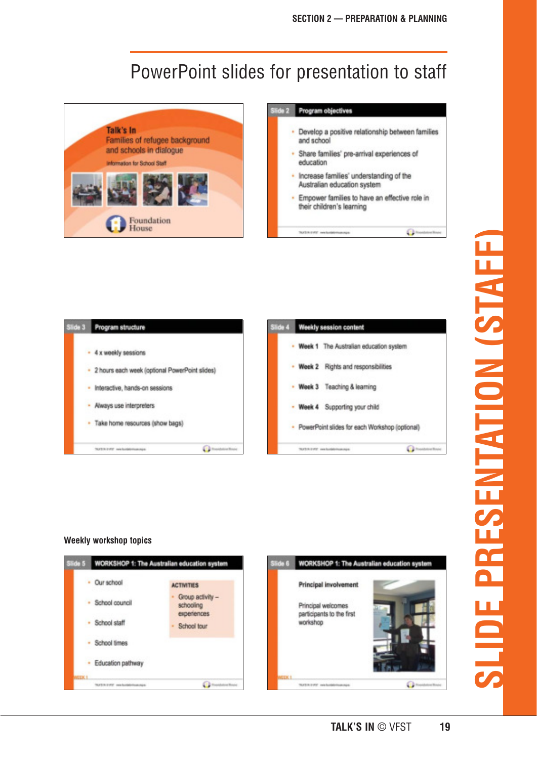# PowerPoint slides for presentation to staff

**Talk's In**
Families of refugee background and schools in dialogue
Information for School Staff

Foundation House

**Slide 2 — Program objectives**

- Develop a positive relationship between families and school
- Share families' pre-arrival experiences of education
- Increase families' understanding of the Australian education system
- Empower families to have an effective role in their children's learning

**Slide 3 — Program structure**

- 4 x weekly sessions
- 2 hours each week (optional PowerPoint slides)
- Interactive, hands-on sessions
- Always use interpreters
- Take home resources (show bags)

**Slide 4 — Weekly session content**

- **Week 1** The Australian education system
- **Week 2** Rights and responsibilities
- **Week 3** Teaching & learning
- **Week 4** Supporting your child
- PowerPoint slides for each Workshop (optional)

### Weekly workshop topics

**Slide 5 — WORKSHOP 1: The Australian education system**

- Our school
- School council
- School staff
- School times
- Education pathway

ACTIVITIES
- Group activity – schooling experiences
- School tour

WEEK 1

**Slide 6 — WORKSHOP 1: The Australian education system**

**Principal involvement**

Principal welcomes participants to the first workshop

WEEK 1

SLIDE PRESENTATION (STAFF)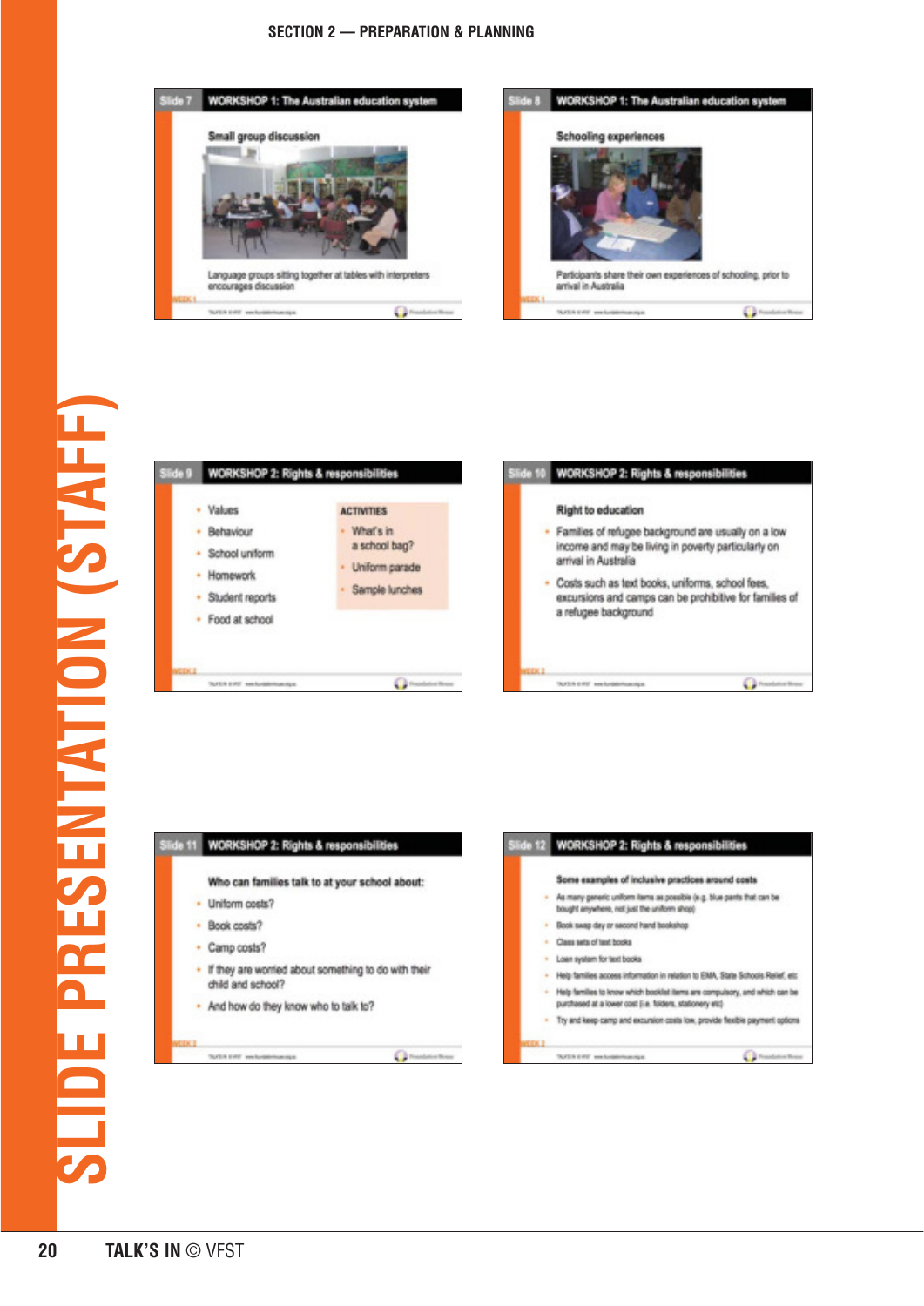# SLIDE PRESENTATION (STAFF)

**Slide 7** — WORKSHOP 1: The Australian education system

**Small group discussion**

Language groups sitting together at tables with interpreters encourages discussion

**Slide 8** — WORKSHOP 1: The Australian education system

**Schooling experiences**

Participants share their own experiences of schooling, prior to arrival in Australia

**Slide 9** — WORKSHOP 2: Rights & responsibilities

- Values
- Behaviour
- School uniform
- Homework
- Student reports
- Food at school

**ACTIVITIES**

- What's in a school bag?
- Uniform parade
- Sample lunches

**Slide 10** — WORKSHOP 2: Rights & responsibilities

**Right to education**

- Families of refugee background are usually on a low income and may be living in poverty particularly on arrival in Australia
- Costs such as text books, uniforms, school fees, excursions and camps can be prohibitive for families of a refugee background

**Slide 11** — WORKSHOP 2: Rights & responsibilities

**Who can families talk to at your school about:**

- Uniform costs?
- Book costs?
- Camp costs?
- If they are worried about something to do with their child and school?
- And how do they know who to talk to?

**Slide 12** — WORKSHOP 2: Rights & responsibilities

**Some examples of inclusive practices around costs**

- As many generic uniform items as possible (e.g. blue pants that can be bought anywhere, not just the uniform shop)
- Book swap day or second hand bookshop
- Class sets of text books
- Loan system for text books
- Help families access information in relation to EMA, State Schools Relief, etc
- Help families to know which booklist items are compulsory, and which can be purchased at a lower cost (i.e. folders, stationery etc)
- Try and keep camp and excursion costs low, provide flexible payment options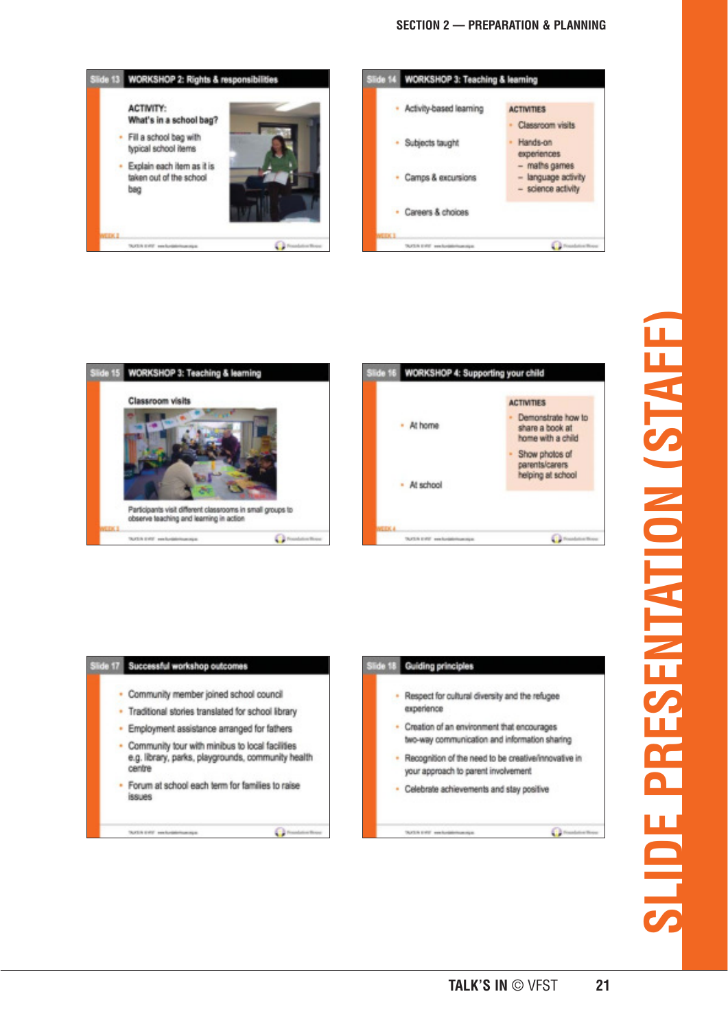**Slide 13 — WORKSHOP 2: Rights & responsibilities**

ACTIVITY:
What's in a school bag?

- Fill a school bag with typical school items
- Explain each item as it is taken out of the school bag

WEEK 2

**Slide 14 — WORKSHOP 3: Teaching & learning**

- Activity-based learning
- Subjects taught
- Camps & excursions
- Careers & choices

ACTIVITIES

- Classroom visits
- Hands-on experiences
  - maths games
  - language activity
  - science activity

WEEK 3

**Slide 15 — WORKSHOP 3: Teaching & learning**

Classroom visits

Participants visit different classrooms in small groups to observe teaching and learning in action

WEEK 3

**Slide 16 — WORKSHOP 4: Supporting your child**

- At home
- At school

ACTIVITIES

- Demonstrate how to share a book at home with a child
- Show photos of parents/carers helping at school

WEEK 4

**Slide 17 — Successful workshop outcomes**

- Community member joined school council
- Traditional stories translated for school library
- Employment assistance arranged for fathers
- Community tour with minibus to local facilities e.g. library, parks, playgrounds, community health centre
- Forum at school each term for families to raise issues

**Slide 18 — Guiding principles**

- Respect for cultural diversity and the refugee experience
- Creation of an environment that encourages two-way communication and information sharing
- Recognition of the need to be creative/innovative in your approach to parent involvement
- Celebrate achievements and stay positive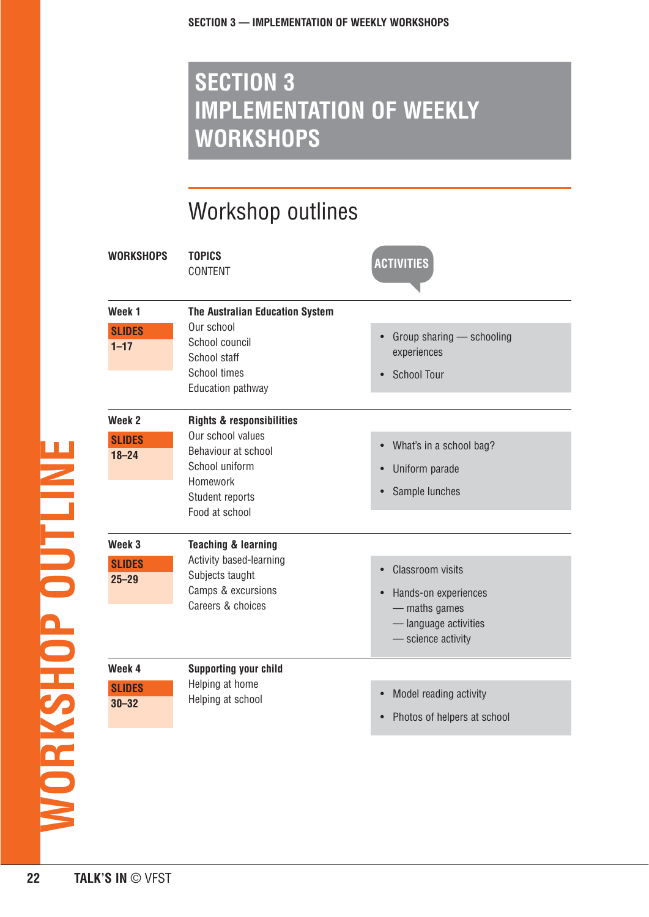# SECTION 3 IMPLEMENTATION OF WEEKLY WORKSHOPS

## Workshop outlines

| WORKSHOPS | TOPICS<br>CONTENT | ACTIVITIES |
|---|---|---|
| Week 1<br>**SLIDES**<br>**1–17** | **The Australian Education System**<br>Our school<br>School council<br>School staff<br>School times<br>Education pathway | • Group sharing — schooling experiences<br>• School Tour |
| Week 2<br>**SLIDES**<br>**18–24** | **Rights & responsibilities**<br>Our school values<br>Behaviour at school<br>School uniform<br>Homework<br>Student reports<br>Food at school | • What's in a school bag?<br>• Uniform parade<br>• Sample lunches |
| Week 3<br>**SLIDES**<br>**25–29** | **Teaching & learning**<br>Activity based-learning<br>Subjects taught<br>Camps & excursions<br>Careers & choices | • Classroom visits<br>• Hands-on experiences<br>— maths games<br>— language activities<br>— science activity |
| Week 4<br>**SLIDES**<br>**30–32** | **Supporting your child**<br>Helping at home<br>Helping at school | • Model reading activity<br>• Photos of helpers at school |

WORKSHOP OUTLINE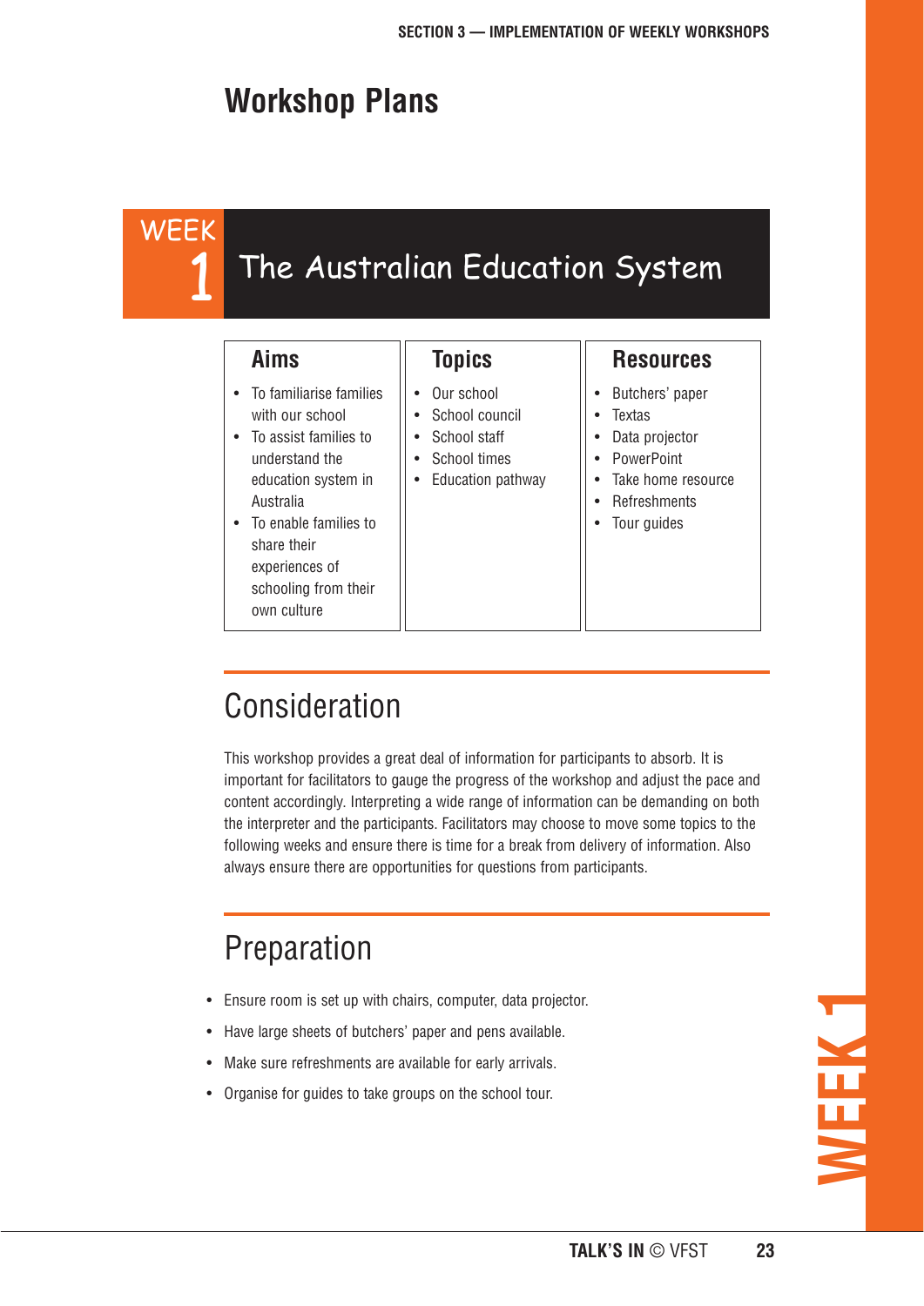# Workshop Plans

## WEEK 1 The Australian Education System

| Aims | Topics | Resources |
| --- | --- | --- |
| • To familiarise families with our school<br>• To assist families to understand the education system in Australia<br>• To enable families to share their experiences of schooling from their own culture | • Our school<br>• School council<br>• School staff<br>• School times<br>• Education pathway | • Butchers' paper<br>• Textas<br>• Data projector<br>• PowerPoint<br>• Take home resource<br>• Refreshments<br>• Tour guides |

## Consideration

This workshop provides a great deal of information for participants to absorb. It is important for facilitators to gauge the progress of the workshop and adjust the pace and content accordingly. Interpreting a wide range of information can be demanding on both the interpreter and the participants. Facilitators may choose to move some topics to the following weeks and ensure there is time for a break from delivery of information. Also always ensure there are opportunities for questions from participants.

## Preparation

- Ensure room is set up with chairs, computer, data projector.
- Have large sheets of butchers' paper and pens available.
- Make sure refreshments are available for early arrivals.
- Organise for guides to take groups on the school tour.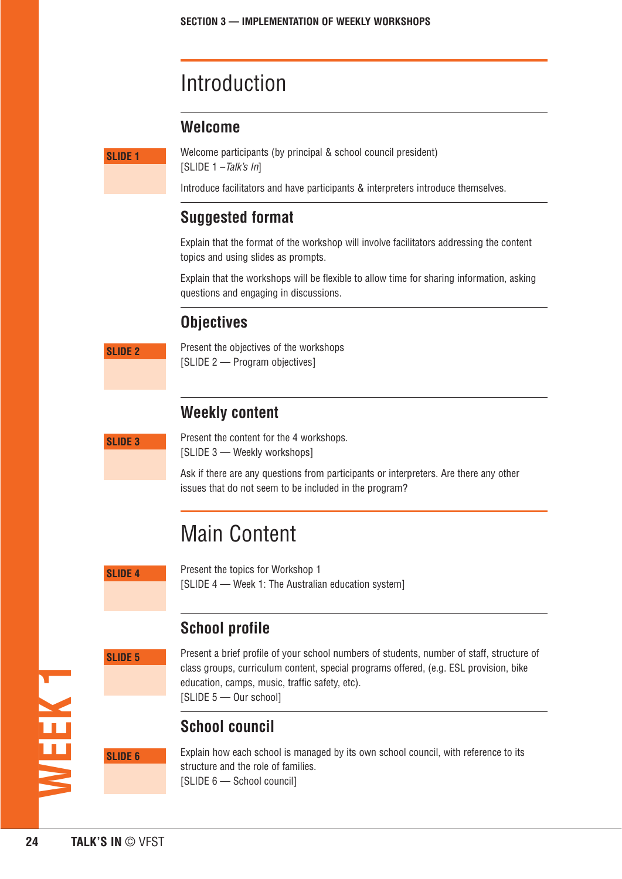# Introduction

## Welcome

**SLIDE 1**

Welcome participants (by principal & school council president)
[SLIDE 1 – *Talk's In*]

Introduce facilitators and have participants & interpreters introduce themselves.

## Suggested format

Explain that the format of the workshop will involve facilitators addressing the content topics and using slides as prompts.

Explain that the workshops will be flexible to allow time for sharing information, asking questions and engaging in discussions.

## Objectives

**SLIDE 2**

Present the objectives of the workshops
[SLIDE 2 — Program objectives]

## Weekly content

**SLIDE 3**

Present the content for the 4 workshops.
[SLIDE 3 — Weekly workshops]

Ask if there are any questions from participants or interpreters. Are there any other issues that do not seem to be included in the program?

# Main Content

**SLIDE 4**

Present the topics for Workshop 1
[SLIDE 4 — Week 1: The Australian education system]

## School profile

**SLIDE 5**

Present a brief profile of your school numbers of students, number of staff, structure of class groups, curriculum content, special programs offered, (e.g. ESL provision, bike education, camps, music, traffic safety, etc).
[SLIDE 5 — Our school]

## School council

**SLIDE 6**

Explain how each school is managed by its own school council, with reference to its structure and the role of families.
[SLIDE 6 — School council]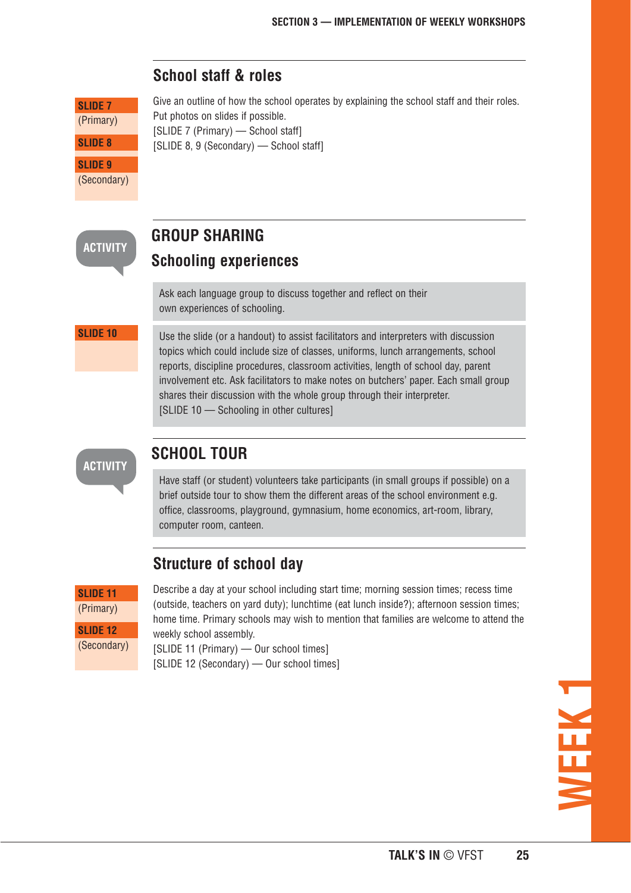## School staff & roles

**SLIDE 7** (Primary)
**SLIDE 8**
**SLIDE 9** (Secondary)

Give an outline of how the school operates by explaining the school staff and their roles. Put photos on slides if possible.
[SLIDE 7 (Primary) — School staff]
[SLIDE 8, 9 (Secondary) — School staff]

**ACTIVITY**

## GROUP SHARING

### Schooling experiences

Ask each language group to discuss together and reflect on their own experiences of schooling.

**SLIDE 10**

Use the slide (or a handout) to assist facilitators and interpreters with discussion topics which could include size of classes, uniforms, lunch arrangements, school reports, discipline procedures, classroom activities, length of school day, parent involvement etc. Ask facilitators to make notes on butchers' paper. Each small group shares their discussion with the whole group through their interpreter.
[SLIDE 10 — Schooling in other cultures]

**ACTIVITY**

## SCHOOL TOUR

Have staff (or student) volunteers take participants (in small groups if possible) on a brief outside tour to show them the different areas of the school environment e.g. office, classrooms, playground, gymnasium, home economics, art-room, library, computer room, canteen.

## Structure of school day

**SLIDE 11** (Primary)
**SLIDE 12** (Secondary)

Describe a day at your school including start time; morning session times; recess time (outside, teachers on yard duty); lunchtime (eat lunch inside?); afternoon session times; home time. Primary schools may wish to mention that families are welcome to attend the weekly school assembly.
[SLIDE 11 (Primary) — Our school times]
[SLIDE 12 (Secondary) — Our school times]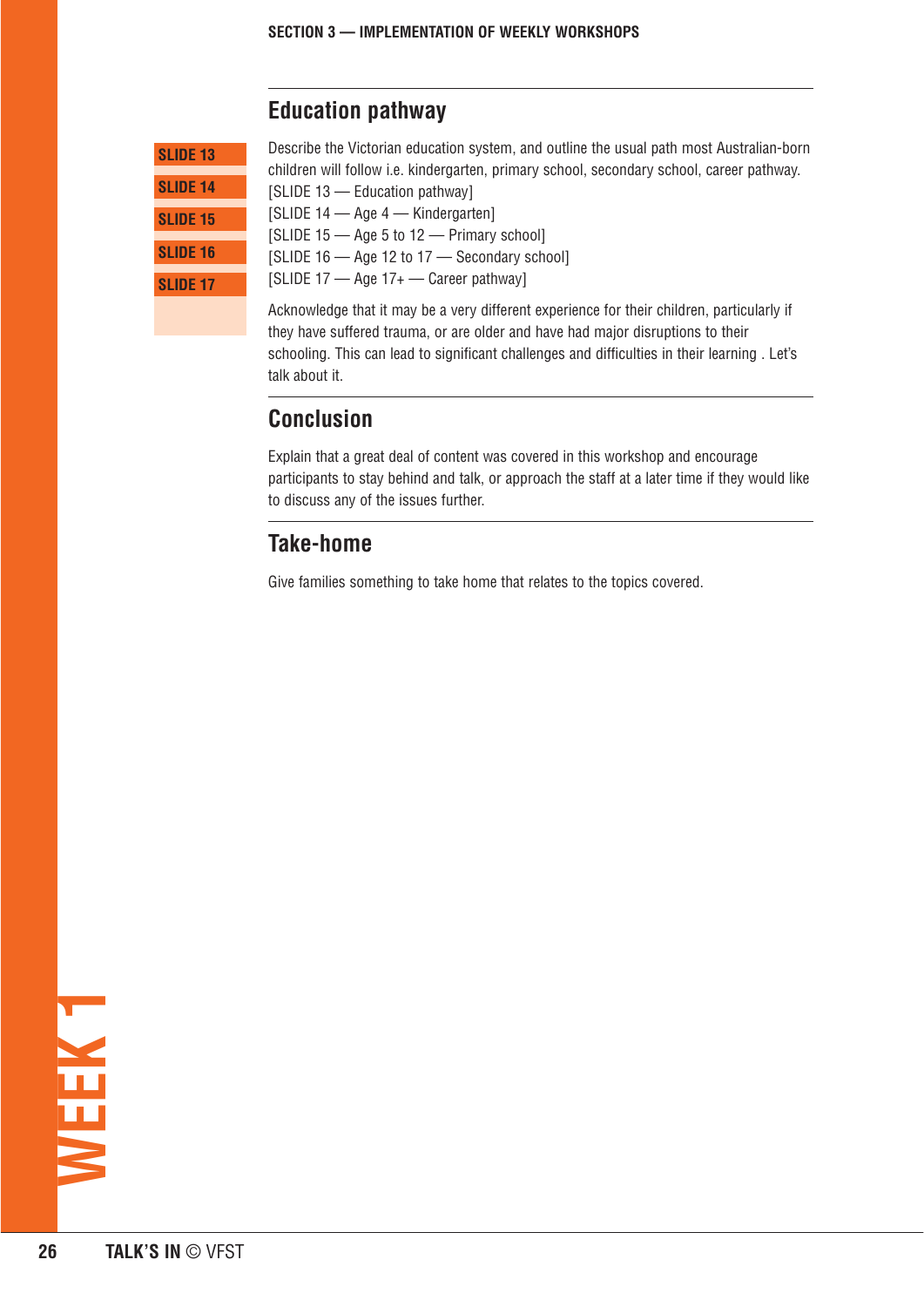## Education pathway

SLIDE 13
SLIDE 14
SLIDE 15
SLIDE 16
SLIDE 17

Describe the Victorian education system, and outline the usual path most Australian-born children will follow i.e. kindergarten, primary school, secondary school, career pathway.
[SLIDE 13 — Education pathway]
[SLIDE 14 — Age 4 — Kindergarten]
[SLIDE 15 — Age 5 to 12 — Primary school]
[SLIDE 16 — Age 12 to 17 — Secondary school]
[SLIDE 17 — Age 17+ — Career pathway]

Acknowledge that it may be a very different experience for their children, particularly if they have suffered trauma, or are older and have had major disruptions to their schooling. This can lead to significant challenges and difficulties in their learning . Let's talk about it.

## Conclusion

Explain that a great deal of content was covered in this workshop and encourage participants to stay behind and talk, or approach the staff at a later time if they would like to discuss any of the issues further.

## Take-home

Give families something to take home that relates to the topics covered.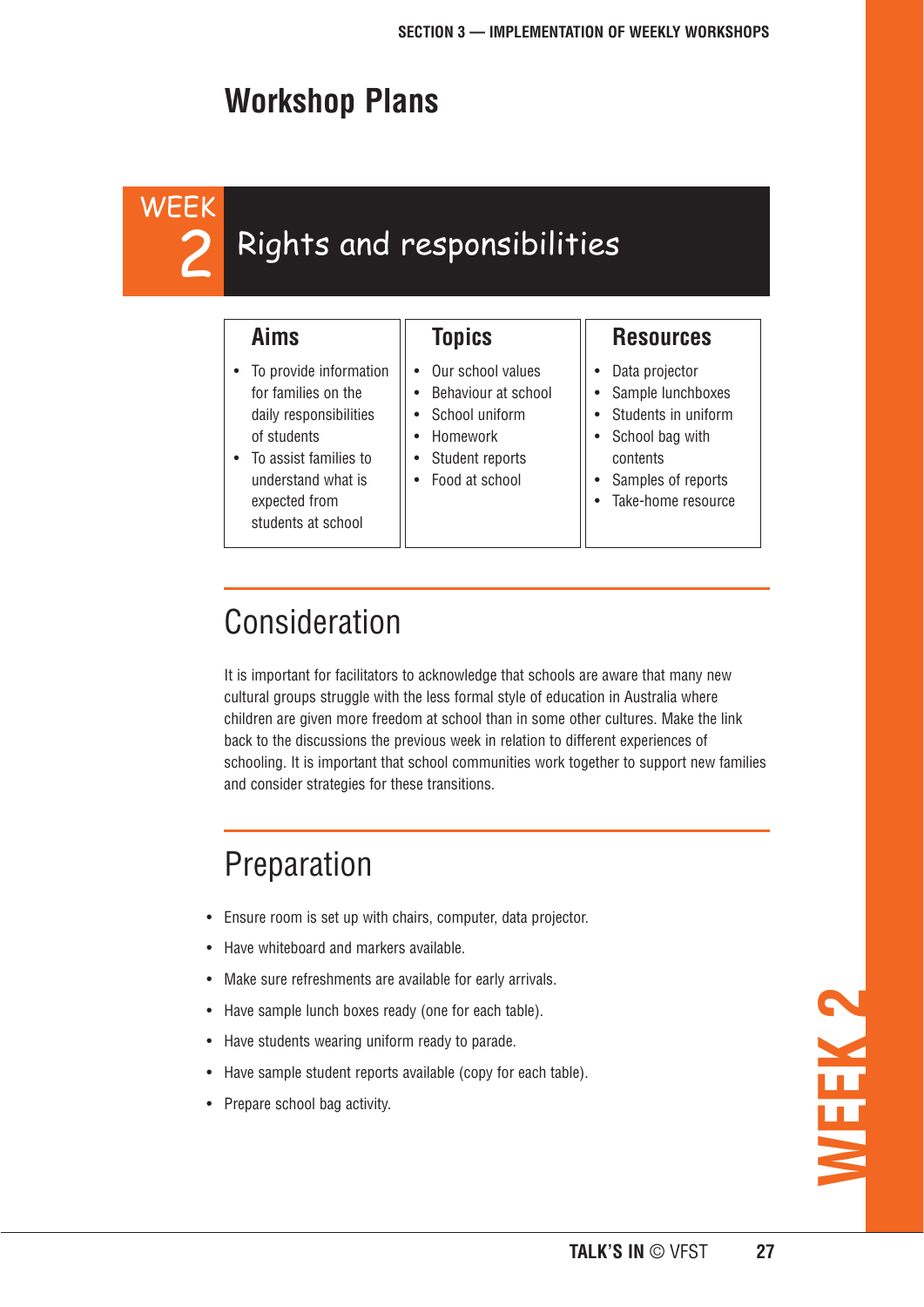# Workshop Plans

## WEEK 2 Rights and responsibilities

| Aims | Topics | Resources |
| --- | --- | --- |
| • To provide information for families on the daily responsibilities of students<br>• To assist families to understand what is expected from students at school | • Our school values<br>• Behaviour at school<br>• School uniform<br>• Homework<br>• Student reports<br>• Food at school | • Data projector<br>• Sample lunchboxes<br>• Students in uniform<br>• School bag with contents<br>• Samples of reports<br>• Take-home resource |

## Consideration

It is important for facilitators to acknowledge that schools are aware that many new cultural groups struggle with the less formal style of education in Australia where children are given more freedom at school than in some other cultures. Make the link back to the discussions the previous week in relation to different experiences of schooling. It is important that school communities work together to support new families and consider strategies for these transitions.

## Preparation

- Ensure room is set up with chairs, computer, data projector.
- Have whiteboard and markers available.
- Make sure refreshments are available for early arrivals.
- Have sample lunch boxes ready (one for each table).
- Have students wearing uniform ready to parade.
- Have sample student reports available (copy for each table).
- Prepare school bag activity.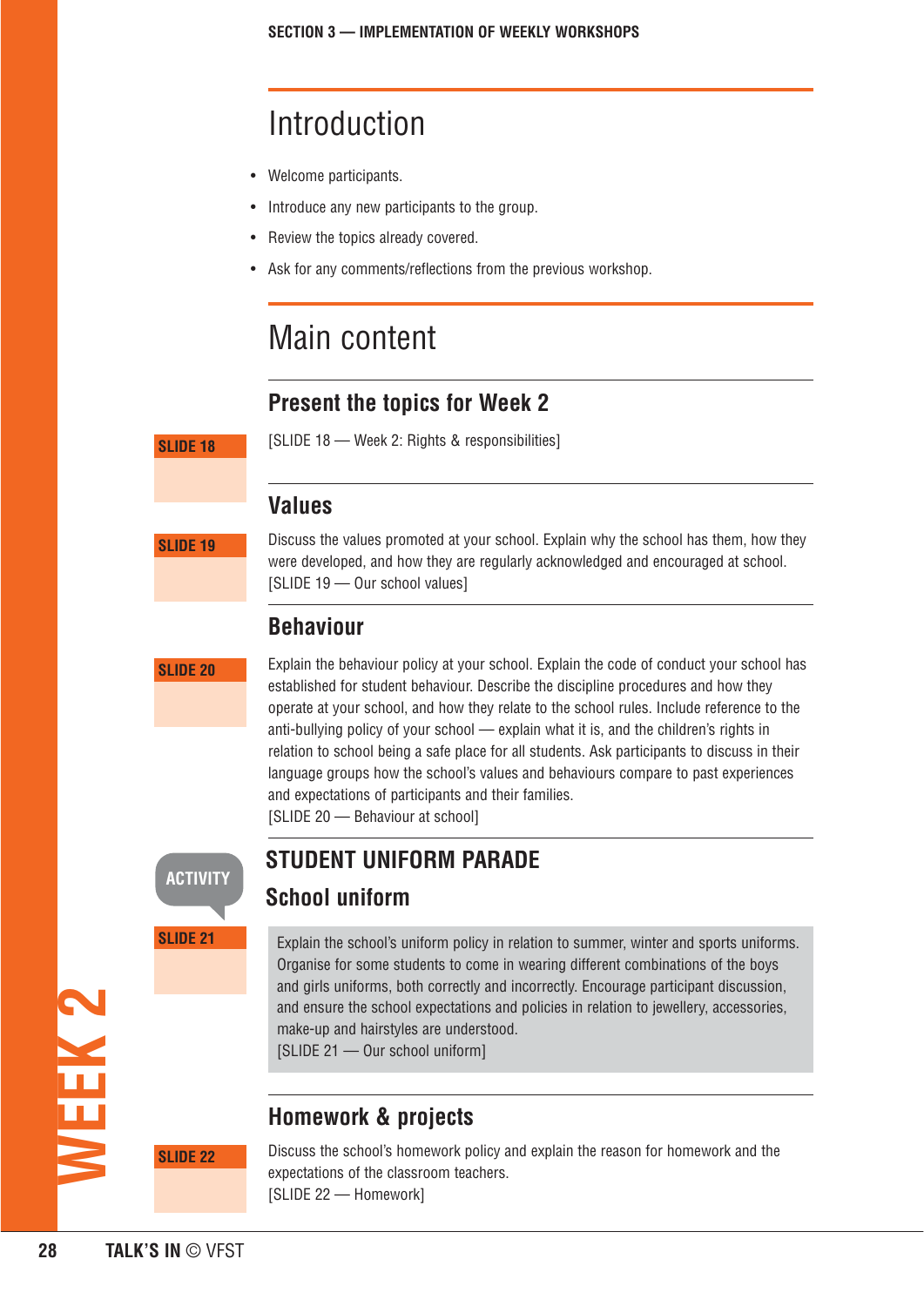# Introduction

- Welcome participants.
- Introduce any new participants to the group.
- Review the topics already covered.
- Ask for any comments/reflections from the previous workshop.

# Main content

## Present the topics for Week 2

SLIDE 18

[SLIDE 18 — Week 2: Rights & responsibilities]

## Values

SLIDE 19

Discuss the values promoted at your school. Explain why the school has them, how they were developed, and how they are regularly acknowledged and encouraged at school.
[SLIDE 19 — Our school values]

## Behaviour

SLIDE 20

Explain the behaviour policy at your school. Explain the code of conduct your school has established for student behaviour. Describe the discipline procedures and how they operate at your school, and how they relate to the school rules. Include reference to the anti-bullying policy of your school — explain what it is, and the children's rights in relation to school being a safe place for all students. Ask participants to discuss in their language groups how the school's values and behaviours compare to past experiences and expectations of participants and their families.
[SLIDE 20 — Behaviour at school]

ACTIVITY

## STUDENT UNIFORM PARADE

### School uniform

SLIDE 21

Explain the school's uniform policy in relation to summer, winter and sports uniforms. Organise for some students to come in wearing different combinations of the boys and girls uniforms, both correctly and incorrectly. Encourage participant discussion, and ensure the school expectations and policies in relation to jewellery, accessories, make-up and hairstyles are understood.
[SLIDE 21 — Our school uniform]

## Homework & projects

SLIDE 22

Discuss the school's homework policy and explain the reason for homework and the expectations of the classroom teachers.
[SLIDE 22 — Homework]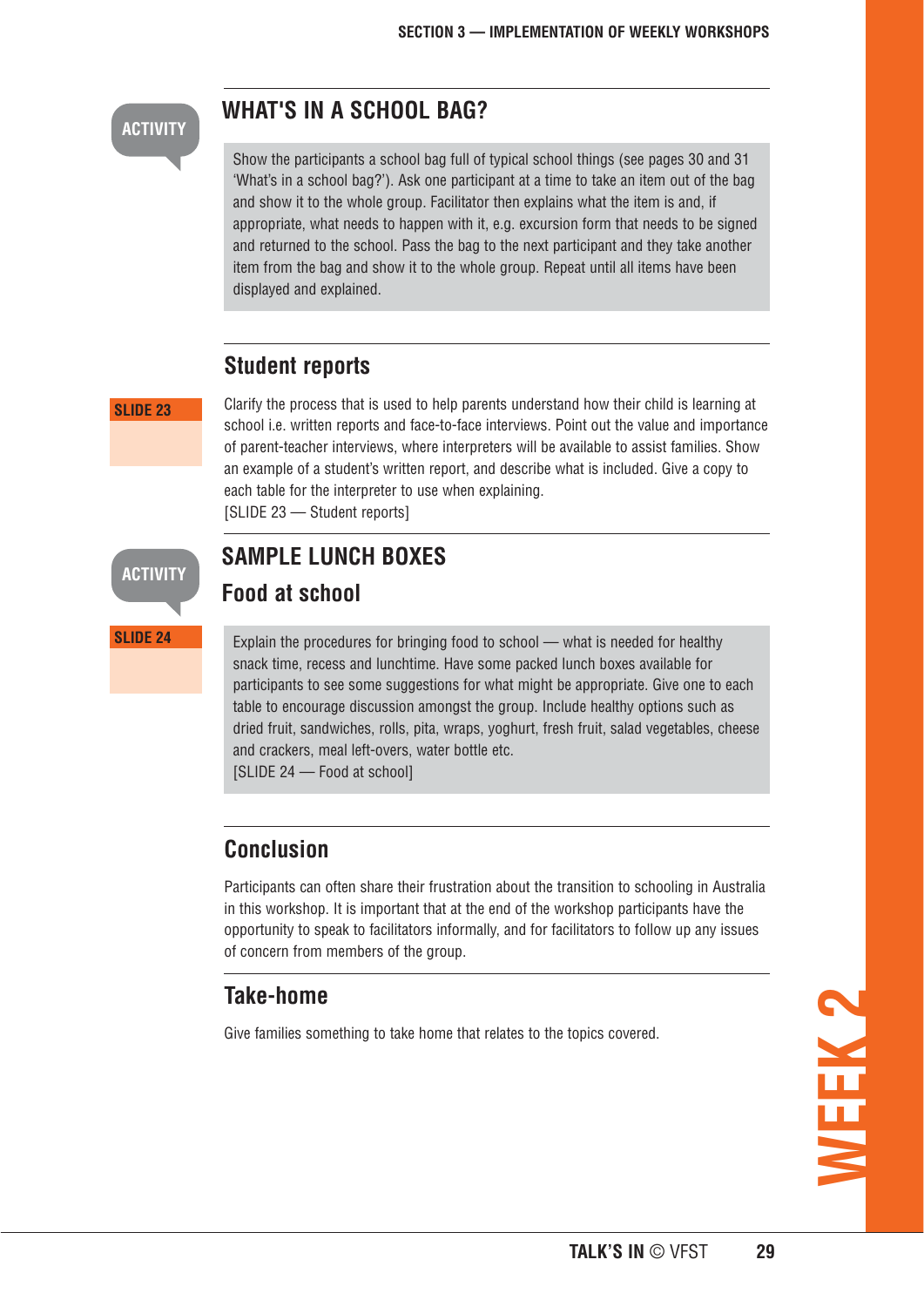ACTIVITY

## WHAT'S IN A SCHOOL BAG?

Show the participants a school bag full of typical school things (see pages 30 and 31 'What's in a school bag?'). Ask one participant at a time to take an item out of the bag and show it to the whole group. Facilitator then explains what the item is and, if appropriate, what needs to happen with it, e.g. excursion form that needs to be signed and returned to the school. Pass the bag to the next participant and they take another item from the bag and show it to the whole group. Repeat until all items have been displayed and explained.

## Student reports

SLIDE 23

Clarify the process that is used to help parents understand how their child is learning at school i.e. written reports and face-to-face interviews. Point out the value and importance of parent-teacher interviews, where interpreters will be available to assist families. Show an example of a student's written report, and describe what is included. Give a copy to each table for the interpreter to use when explaining.
[SLIDE 23 — Student reports]

ACTIVITY

## SAMPLE LUNCH BOXES

### Food at school

SLIDE 24

Explain the procedures for bringing food to school — what is needed for healthy snack time, recess and lunchtime. Have some packed lunch boxes available for participants to see some suggestions for what might be appropriate. Give one to each table to encourage discussion amongst the group. Include healthy options such as dried fruit, sandwiches, rolls, pita, wraps, yoghurt, fresh fruit, salad vegetables, cheese and crackers, meal left-overs, water bottle etc.
[SLIDE 24 — Food at school]

## Conclusion

Participants can often share their frustration about the transition to schooling in Australia in this workshop. It is important that at the end of the workshop participants have the opportunity to speak to facilitators informally, and for facilitators to follow up any issues of concern from members of the group.

## Take-home

Give families something to take home that relates to the topics covered.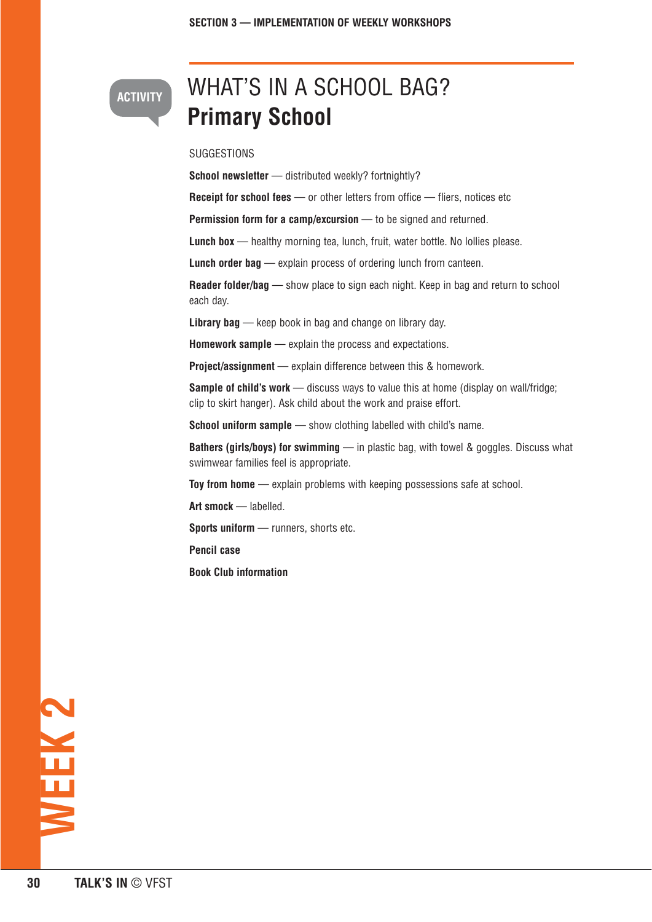ACTIVITY

# WHAT'S IN A SCHOOL BAG?
## Primary School

SUGGESTIONS

**School newsletter** — distributed weekly? fortnightly?

**Receipt for school fees** — or other letters from office — fliers, notices etc

**Permission form for a camp/excursion** — to be signed and returned.

**Lunch box** — healthy morning tea, lunch, fruit, water bottle. No lollies please.

**Lunch order bag** — explain process of ordering lunch from canteen.

**Reader folder/bag** — show place to sign each night. Keep in bag and return to school each day.

**Library bag** — keep book in bag and change on library day.

**Homework sample** — explain the process and expectations.

**Project/assignment** — explain difference between this & homework.

**Sample of child's work** — discuss ways to value this at home (display on wall/fridge; clip to skirt hanger). Ask child about the work and praise effort.

**School uniform sample** — show clothing labelled with child's name.

**Bathers (girls/boys) for swimming** — in plastic bag, with towel & goggles. Discuss what swimwear families feel is appropriate.

**Toy from home** — explain problems with keeping possessions safe at school.

**Art smock** — labelled.

**Sports uniform** — runners, shorts etc.

**Pencil case**

**Book Club information**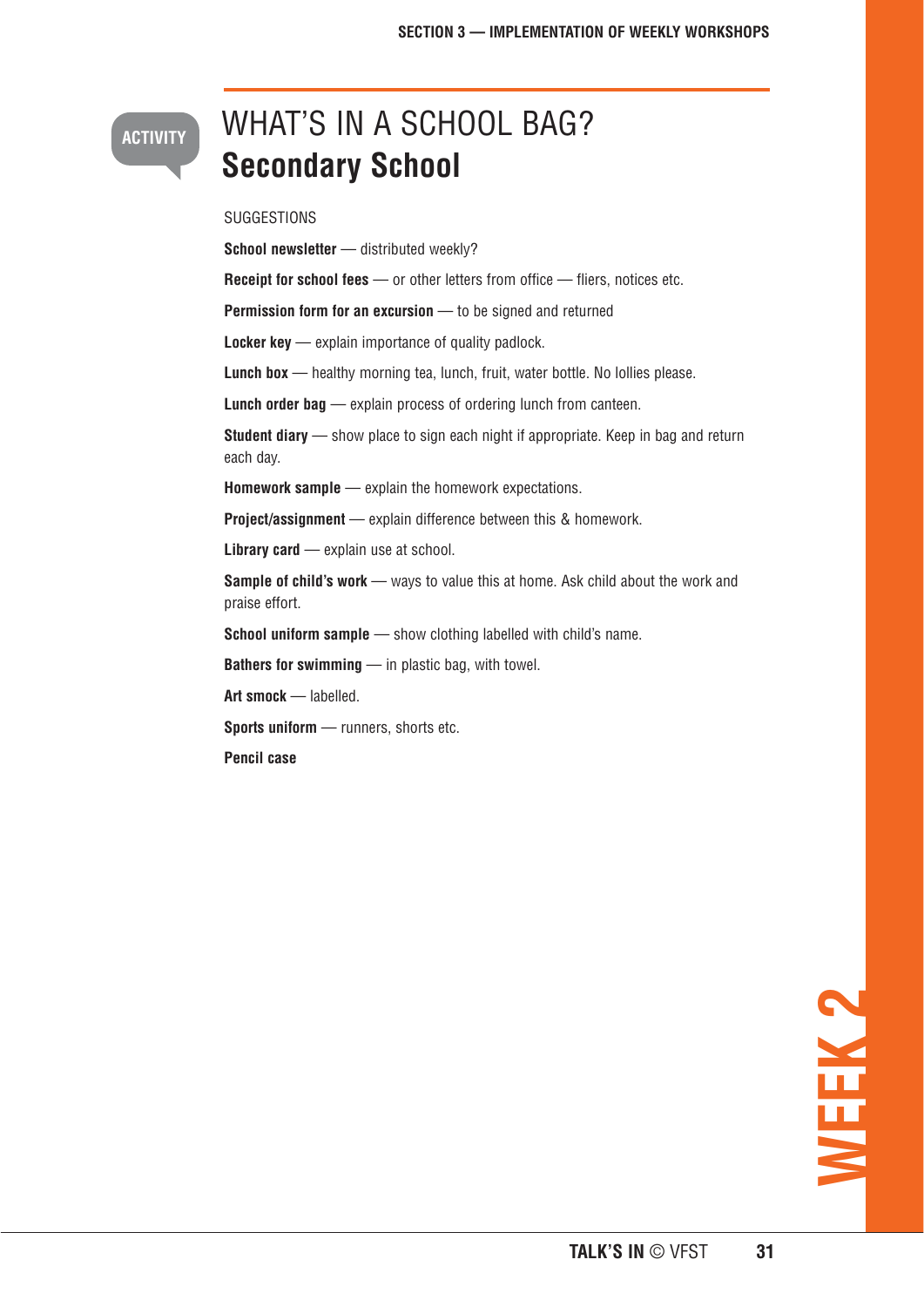ACTIVITY

# WHAT'S IN A SCHOOL BAG?
## Secondary School

SUGGESTIONS

**School newsletter** — distributed weekly?

**Receipt for school fees** — or other letters from office — fliers, notices etc.

**Permission form for an excursion** — to be signed and returned

**Locker key** — explain importance of quality padlock.

**Lunch box** — healthy morning tea, lunch, fruit, water bottle. No lollies please.

**Lunch order bag** — explain process of ordering lunch from canteen.

**Student diary** — show place to sign each night if appropriate. Keep in bag and return each day.

**Homework sample** — explain the homework expectations.

**Project/assignment** — explain difference between this & homework.

**Library card** — explain use at school.

**Sample of child's work** — ways to value this at home. Ask child about the work and praise effort.

**School uniform sample** — show clothing labelled with child's name.

**Bathers for swimming** — in plastic bag, with towel.

**Art smock** — labelled.

**Sports uniform** — runners, shorts etc.

**Pencil case**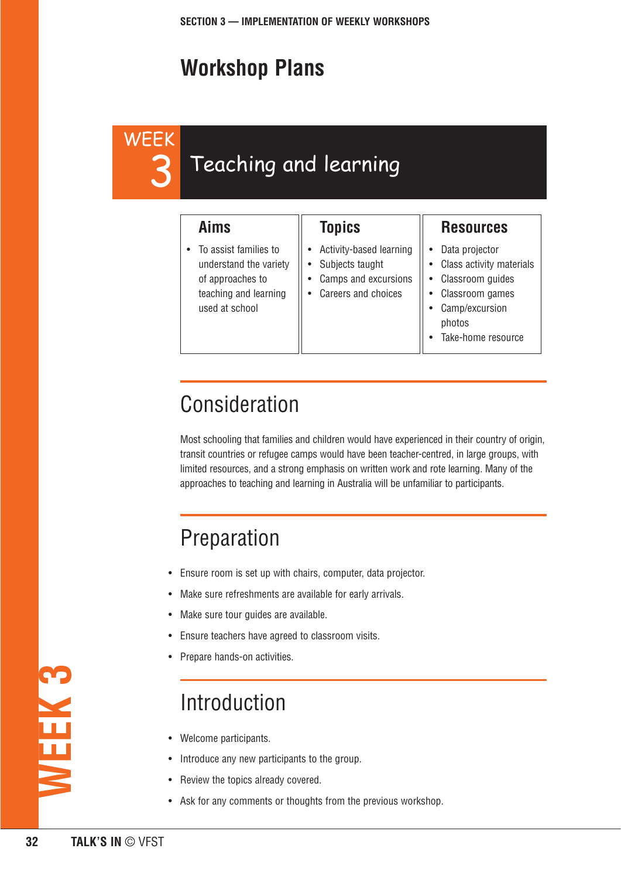## Workshop Plans

# WEEK 3 Teaching and learning

| Aims | Topics | Resources |
| --- | --- | --- |
| • To assist families to understand the variety of approaches to teaching and learning used at school | • Activity-based learning<br>• Subjects taught<br>• Camps and excursions<br>• Careers and choices | • Data projector<br>• Class activity materials<br>• Classroom guides<br>• Classroom games<br>• Camp/excursion photos<br>• Take-home resource |

## Consideration

Most schooling that families and children would have experienced in their country of origin, transit countries or refugee camps would have been teacher-centred, in large groups, with limited resources, and a strong emphasis on written work and rote learning. Many of the approaches to teaching and learning in Australia will be unfamiliar to participants.

## Preparation

- Ensure room is set up with chairs, computer, data projector.
- Make sure refreshments are available for early arrivals.
- Make sure tour guides are available.
- Ensure teachers have agreed to classroom visits.
- Prepare hands-on activities.

## Introduction

- Welcome participants.
- Introduce any new participants to the group.
- Review the topics already covered.
- Ask for any comments or thoughts from the previous workshop.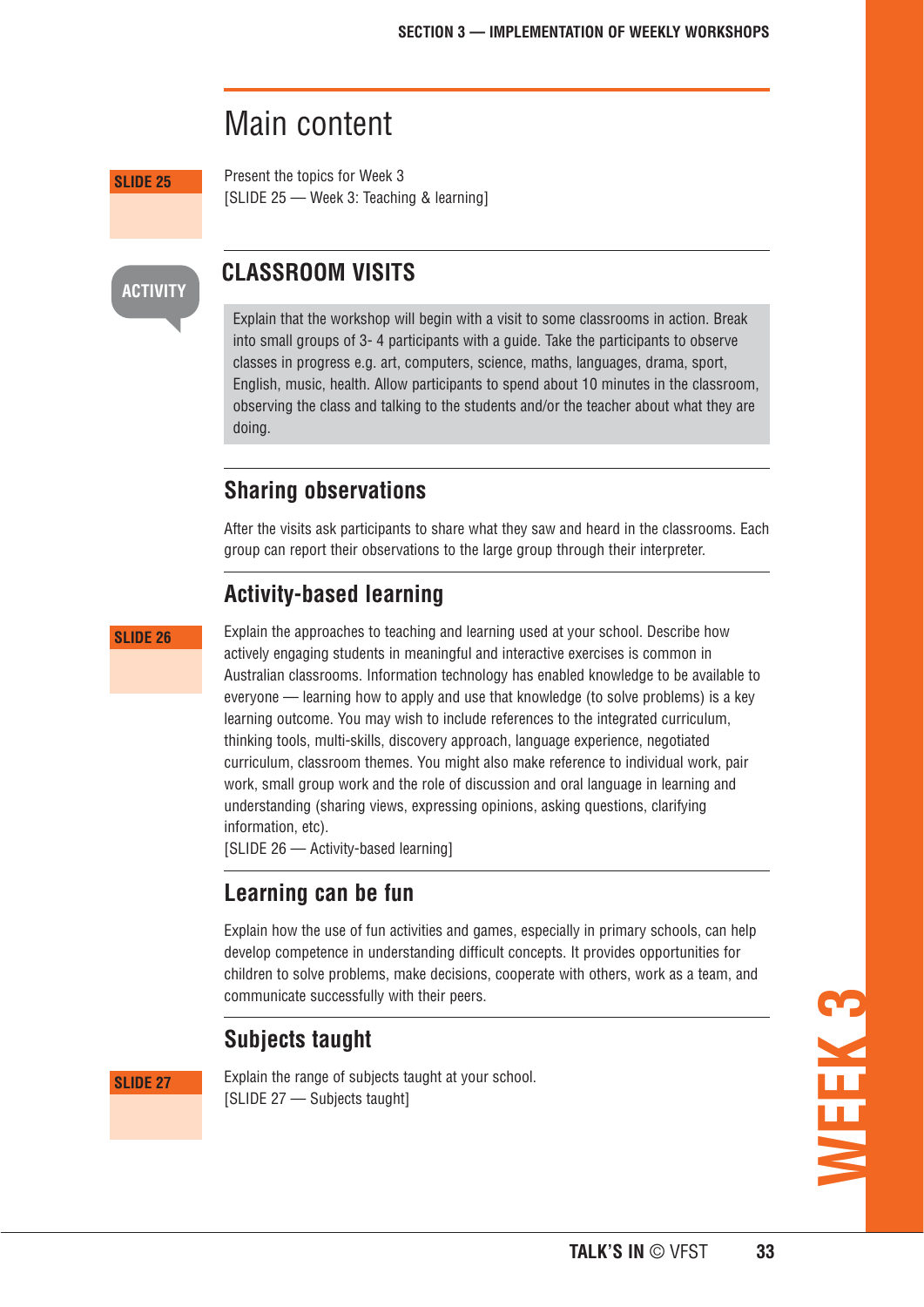# Main content

SLIDE 25

Present the topics for Week 3
[SLIDE 25 — Week 3: Teaching & learning]

ACTIVITY

## CLASSROOM VISITS

Explain that the workshop will begin with a visit to some classrooms in action. Break into small groups of 3- 4 participants with a guide. Take the participants to observe classes in progress e.g. art, computers, science, maths, languages, drama, sport, English, music, health. Allow participants to spend about 10 minutes in the classroom, observing the class and talking to the students and/or the teacher about what they are doing.

### Sharing observations

After the visits ask participants to share what they saw and heard in the classrooms. Each group can report their observations to the large group through their interpreter.

### Activity-based learning

SLIDE 26

Explain the approaches to teaching and learning used at your school. Describe how actively engaging students in meaningful and interactive exercises is common in Australian classrooms. Information technology has enabled knowledge to be available to everyone — learning how to apply and use that knowledge (to solve problems) is a key learning outcome. You may wish to include references to the integrated curriculum, thinking tools, multi-skills, discovery approach, language experience, negotiated curriculum, classroom themes. You might also make reference to individual work, pair work, small group work and the role of discussion and oral language in learning and understanding (sharing views, expressing opinions, asking questions, clarifying information, etc).
[SLIDE 26 — Activity-based learning]

### Learning can be fun

Explain how the use of fun activities and games, especially in primary schools, can help develop competence in understanding difficult concepts. It provides opportunities for children to solve problems, make decisions, cooperate with others, work as a team, and communicate successfully with their peers.

### Subjects taught

SLIDE 27

Explain the range of subjects taught at your school.
[SLIDE 27 — Subjects taught]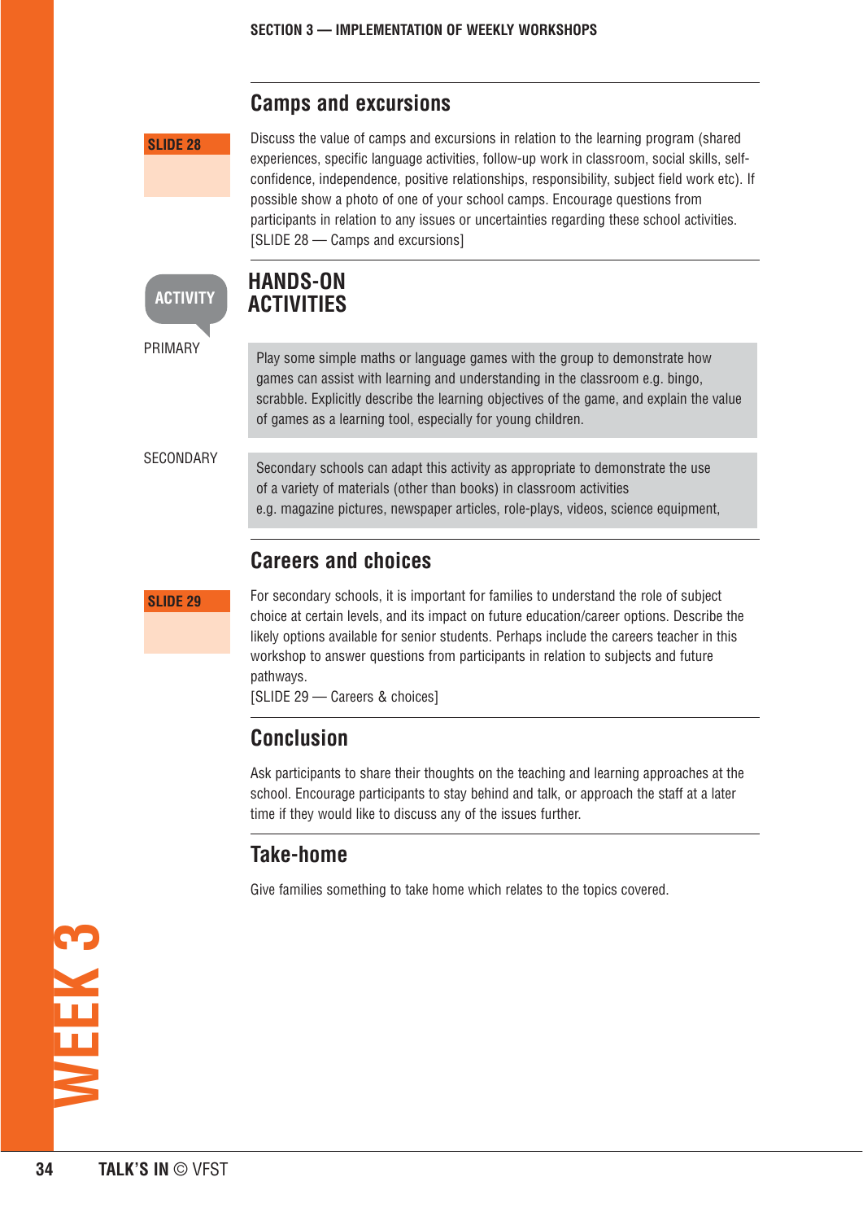## Camps and excursions

SLIDE 28

Discuss the value of camps and excursions in relation to the learning program (shared experiences, specific language activities, follow-up work in classroom, social skills, self-confidence, independence, positive relationships, responsibility, subject field work etc). If possible show a photo of one of your school camps. Encourage questions from participants in relation to any issues or uncertainties regarding these school activities.
[SLIDE 28 — Camps and excursions]

ACTIVITY

## HANDS-ON ACTIVITIES

PRIMARY

Play some simple maths or language games with the group to demonstrate how games can assist with learning and understanding in the classroom e.g. bingo, scrabble. Explicitly describe the learning objectives of the game, and explain the value of games as a learning tool, especially for young children.

SECONDARY

Secondary schools can adapt this activity as appropriate to demonstrate the use of a variety of materials (other than books) in classroom activities
e.g. magazine pictures, newspaper articles, role-plays, videos, science equipment,

## Careers and choices

SLIDE 29

For secondary schools, it is important for families to understand the role of subject choice at certain levels, and its impact on future education/career options. Describe the likely options available for senior students. Perhaps include the careers teacher in this workshop to answer questions from participants in relation to subjects and future pathways.
[SLIDE 29 — Careers & choices]

## Conclusion

Ask participants to share their thoughts on the teaching and learning approaches at the school. Encourage participants to stay behind and talk, or approach the staff at a later time if they would like to discuss any of the issues further.

## Take-home

Give families something to take home which relates to the topics covered.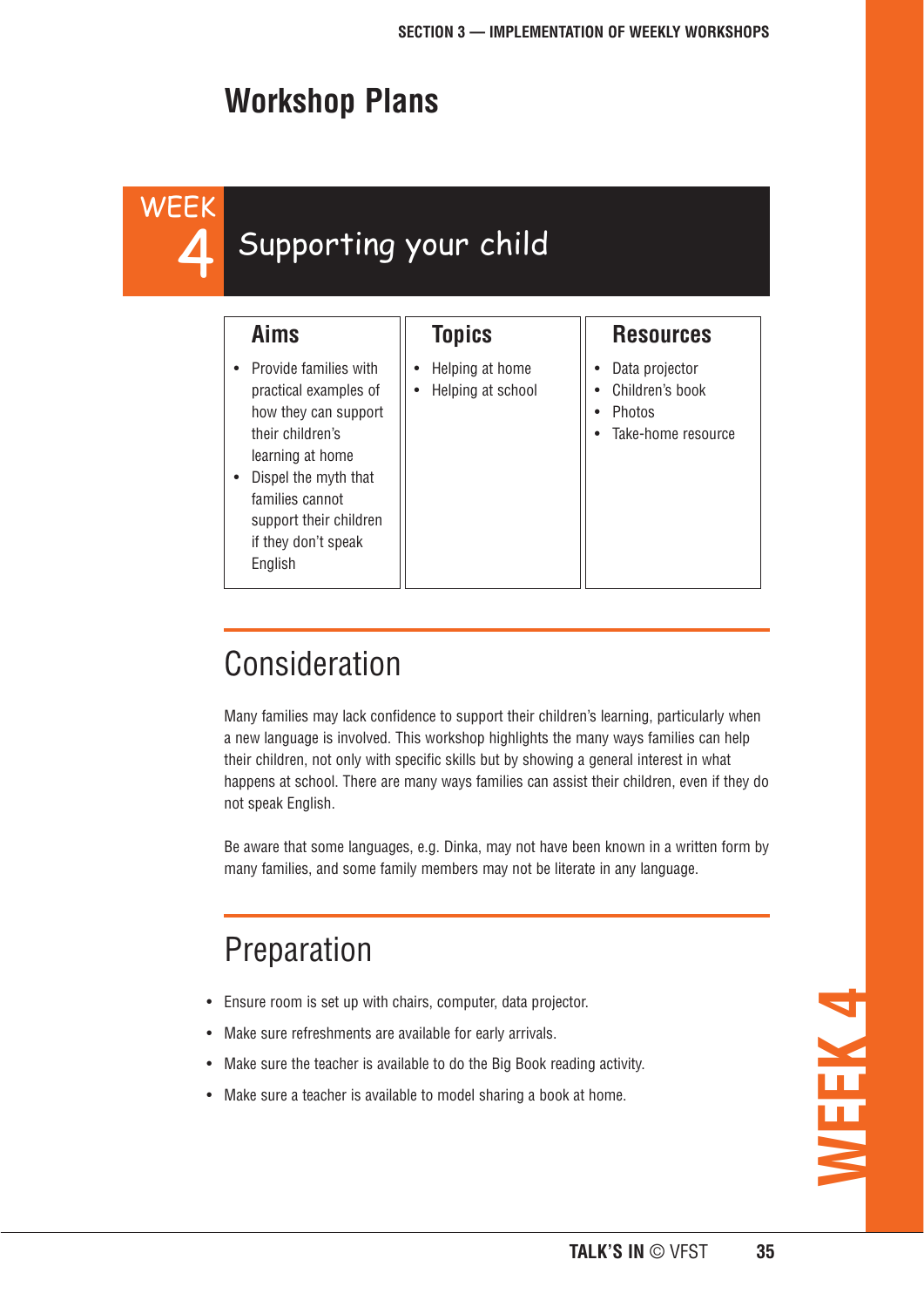# Workshop Plans

## WEEK 4 Supporting your child

| Aims | Topics | Resources |
|---|---|---|
| • Provide families with practical examples of how they can support their children's learning at home<br>• Dispel the myth that families cannot support their children if they don't speak English | • Helping at home<br>• Helping at school | • Data projector<br>• Children's book<br>• Photos<br>• Take-home resource |

## Consideration

Many families may lack confidence to support their children's learning, particularly when a new language is involved. This workshop highlights the many ways families can help their children, not only with specific skills but by showing a general interest in what happens at school. There are many ways families can assist their children, even if they do not speak English.

Be aware that some languages, e.g. Dinka, may not have been known in a written form by many families, and some family members may not be literate in any language.

## Preparation

- Ensure room is set up with chairs, computer, data projector.
- Make sure refreshments are available for early arrivals.
- Make sure the teacher is available to do the Big Book reading activity.
- Make sure a teacher is available to model sharing a book at home.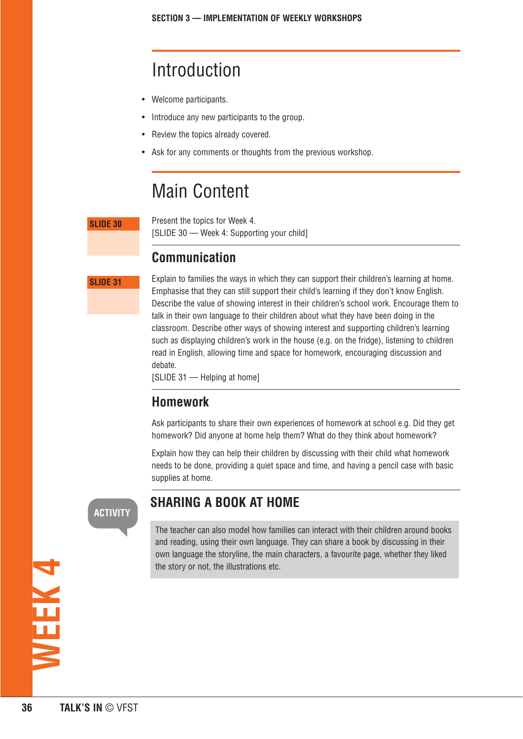## Introduction

- Welcome participants.
- Introduce any new participants to the group.
- Review the topics already covered.
- Ask for any comments or thoughts from the previous workshop.

## Main Content

**SLIDE 30**

Present the topics for Week 4.
[SLIDE 30 — Week 4: Supporting your child]

### Communication

**SLIDE 31**

Explain to families the ways in which they can support their children's learning at home. Emphasise that they can still support their child's learning if they don't know English. Describe the value of showing interest in their children's school work. Encourage them to talk in their own language to their children about what they have been doing in the classroom. Describe other ways of showing interest and supporting children's learning such as displaying children's work in the house (e.g. on the fridge), listening to children read in English, allowing time and space for homework, encouraging discussion and debate.
[SLIDE 31 — Helping at home]

### Homework

Ask participants to share their own experiences of homework at school e.g. Did they get homework? Did anyone at home help them? What do they think about homework?

Explain how they can help their children by discussing with their child what homework needs to be done, providing a quiet space and time, and having a pencil case with basic supplies at home.

**ACTIVITY**

### SHARING A BOOK AT HOME

The teacher can also model how families can interact with their children around books and reading, using their own language. They can share a book by discussing in their own language the storyline, the main characters, a favourite page, whether they liked the story or not, the illustrations etc.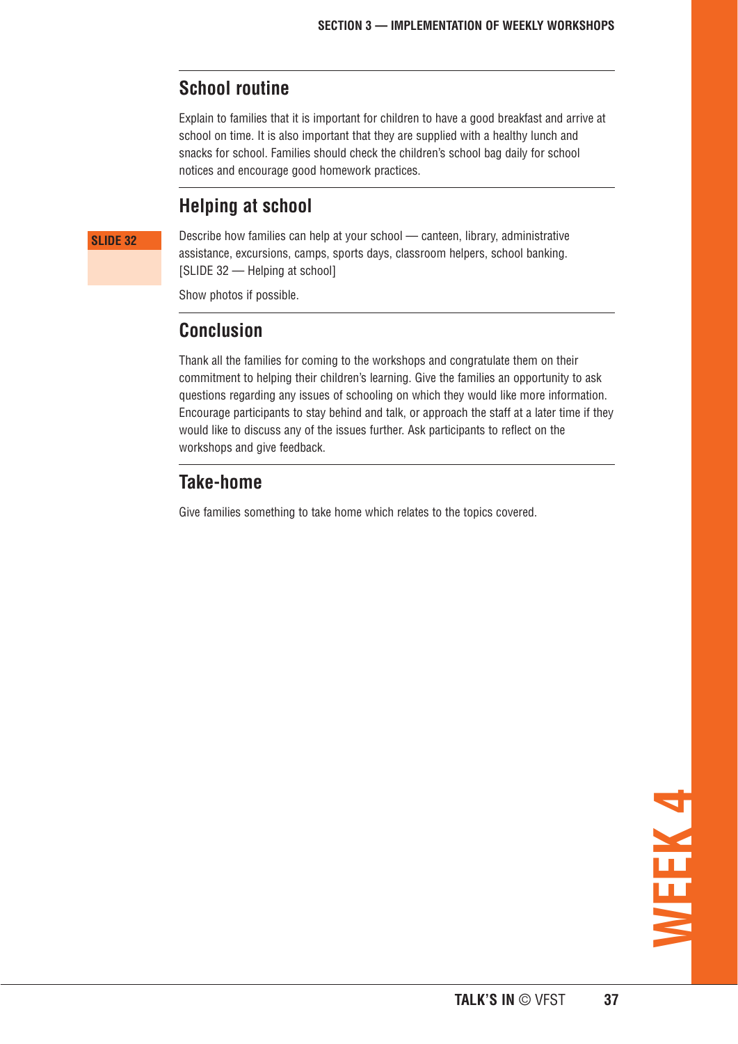## School routine

Explain to families that it is important for children to have a good breakfast and arrive at school on time. It is also important that they are supplied with a healthy lunch and snacks for school. Families should check the children's school bag daily for school notices and encourage good homework practices.

## Helping at school

**SLIDE 32**

Describe how families can help at your school — canteen, library, administrative assistance, excursions, camps, sports days, classroom helpers, school banking. [SLIDE 32 — Helping at school]

Show photos if possible.

## Conclusion

Thank all the families for coming to the workshops and congratulate them on their commitment to helping their children's learning. Give the families an opportunity to ask questions regarding any issues of schooling on which they would like more information. Encourage participants to stay behind and talk, or approach the staff at a later time if they would like to discuss any of the issues further. Ask participants to reflect on the workshops and give feedback.

## Take-home

Give families something to take home which relates to the topics covered.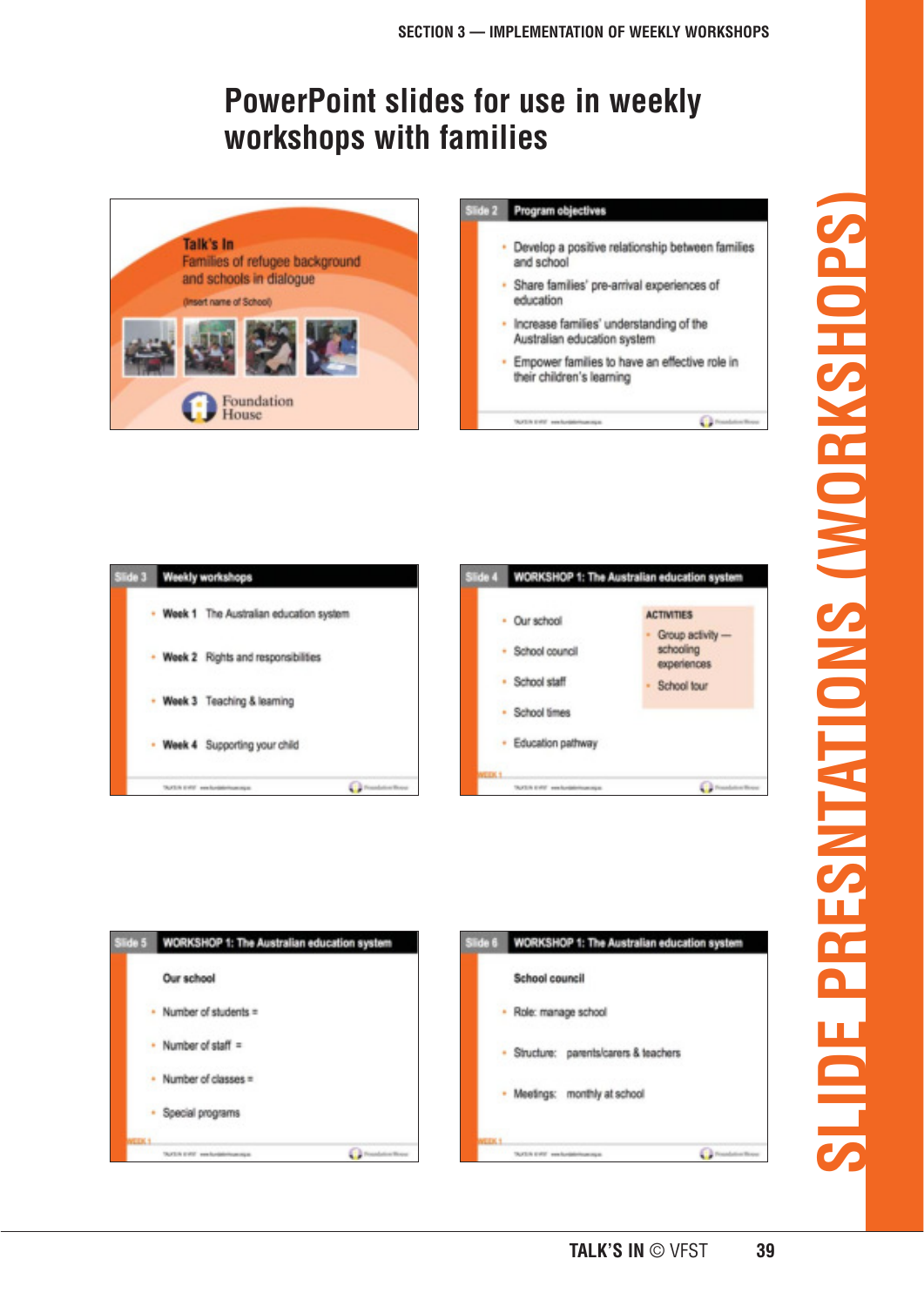# PowerPoint slides for use in weekly workshops with families

**Talk's In**
Families of refugee background and schools in dialogue
(Insert name of School)

Foundation House

**Slide 2 — Program objectives**

- Develop a positive relationship between families and school
- Share families' pre-arrival experiences of education
- Increase families' understanding of the Australian education system
- Empower families to have an effective role in their children's learning

**Slide 3 — Weekly workshops**

- **Week 1** The Australian education system
- **Week 2** Rights and responsibilities
- **Week 3** Teaching & learning
- **Week 4** Supporting your child

**Slide 4 — WORKSHOP 1: The Australian education system**

- Our school
- School council
- School staff
- School times
- Education pathway

ACTIVITIES
- Group activity — schooling experiences
- School tour

**Slide 5 — WORKSHOP 1: The Australian education system**

Our school

- Number of students =
- Number of staff =
- Number of classes =
- Special programs

**Slide 6 — WORKSHOP 1: The Australian education system**

School council

- Role: manage school
- Structure: parents/carers & teachers
- Meetings: monthly at school

SLIDE PRESNTATIONS (WORKSHOPS)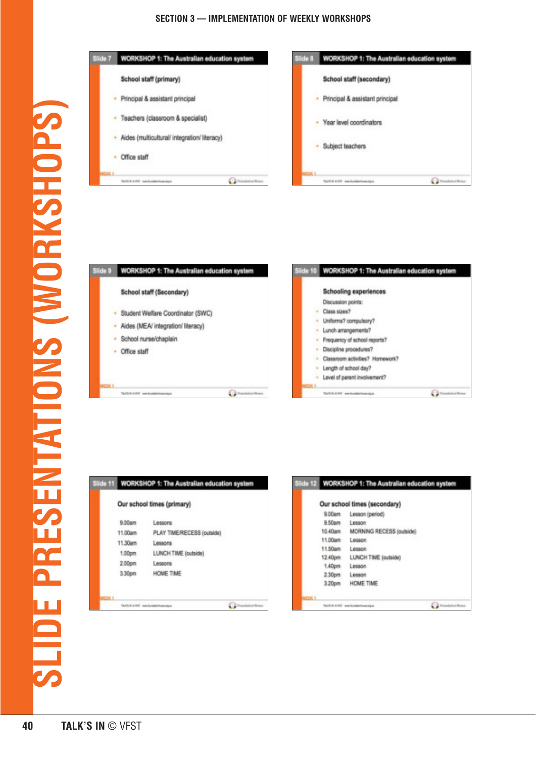## Slide 7 — WORKSHOP 1: The Australian education system

**School staff (primary)**

- Principal & assistant principal
- Teachers (classroom & specialist)
- Aides (multicultural/ integration/ literacy)
- Office staff

## Slide 8 — WORKSHOP 1: The Australian education system

**School staff (secondary)**

- Principal & assistant principal
- Year level coordinators
- Subject teachers

## Slide 9 — WORKSHOP 1: The Australian education system

**School staff (Secondary)**

- Student Welfare Coordinator (SWC)
- Aides (MEA/ integration/ literacy)
- School nurse/chaplain
- Office staff

## Slide 10 — WORKSHOP 1: The Australian education system

**Schooling experiences**

Discussion points:

- Class sizes?
- Uniforms? compulsory?
- Lunch arrangements?
- Frequency of school reports?
- Discipline procedures?
- Classroom activities? Homework?
- Length of school day?
- Level of parent involvement?

## Slide 11 — WORKSHOP 1: The Australian education system

**Our school times (primary)**

| | |
|---|---|
| 9.00am | Lessons |
| 11.00am | PLAY TIME/RECESS (outside) |
| 11.30am | Lessons |
| 1.00pm | LUNCH TIME (outside) |
| 2.00pm | Lessons |
| 3.30pm | HOME TIME |

## Slide 12 — WORKSHOP 1: The Australian education system

**Our school times (secondary)**

| | |
|---|---|
| 9.00am | Lesson (period) |
| 9.50am | Lesson |
| 10.40am | MORNING RECESS (outside) |
| 11.00am | Lesson |
| 11.50am | Lesson |
| 12.40pm | LUNCH TIME (outside) |
| 1.40pm | Lesson |
| 2.30pm | Lesson |
| 3.20pm | HOME TIME |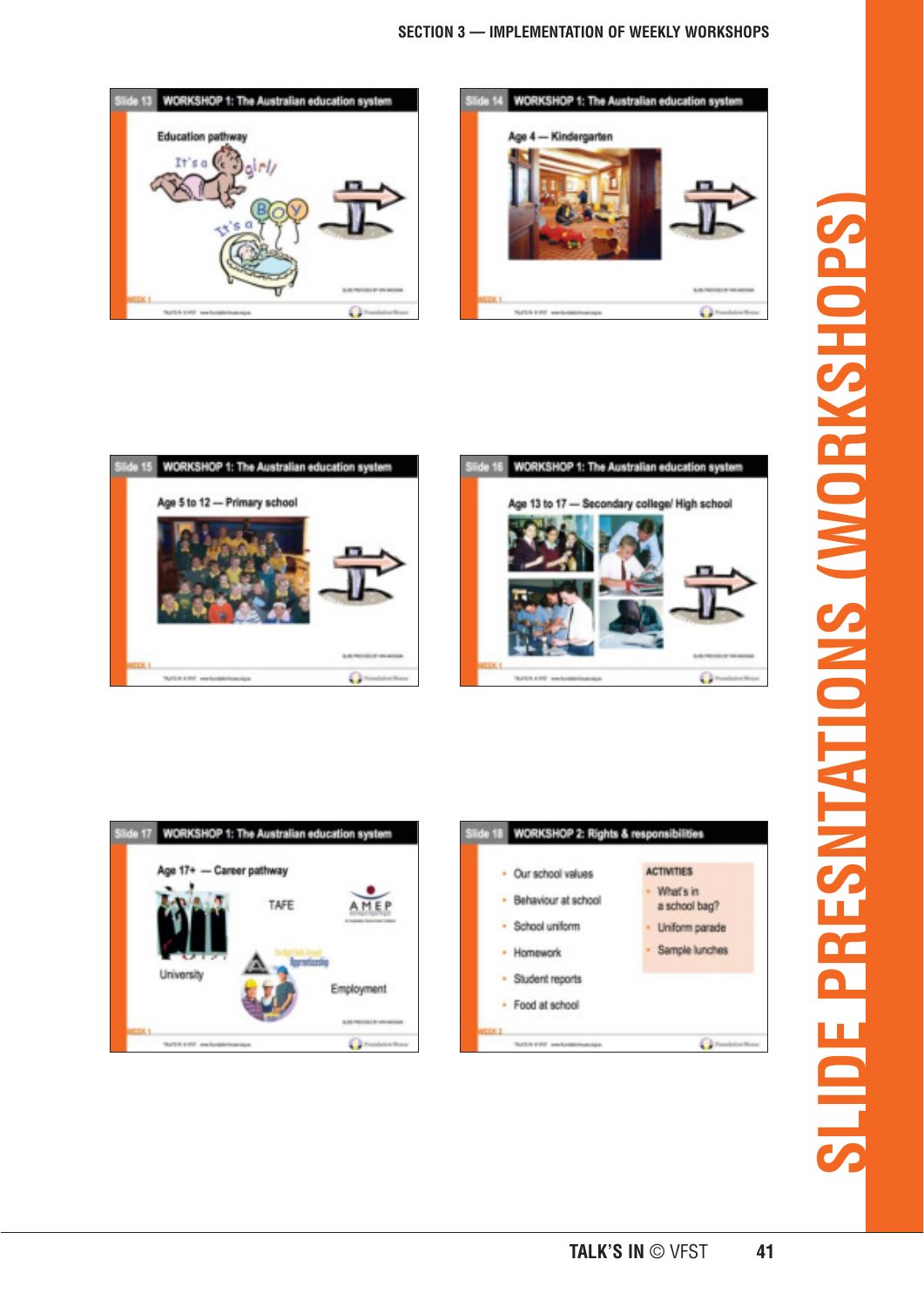SLIDE PRESNTATIONS (WORKSHOPS)

**Slide 13 — WORKSHOP 1: The Australian education system**

Education pathway

It's a girl!

It's a BOY

WEEK 1

**Slide 14 — WORKSHOP 1: The Australian education system**

Age 4 — Kindergarten

WEEK 1

**Slide 15 — WORKSHOP 1: The Australian education system**

Age 5 to 12 — Primary school

WEEK 1

**Slide 16 — WORKSHOP 1: The Australian education system**

Age 13 to 17 — Secondary college/ High school

WEEK 1

**Slide 17 — WORKSHOP 1: The Australian education system**

Age 17+ — Career pathway

TAFE

AMEP

University

Apprenticeship

Employment

WEEK 1

**Slide 18 — WORKSHOP 2: Rights & responsibilities**

- Our school values
- Behaviour at school
- School uniform
- Homework
- Student reports
- Food at school

ACTIVITIES

- What's in a school bag?
- Uniform parade
- Sample lunches

WEEK 2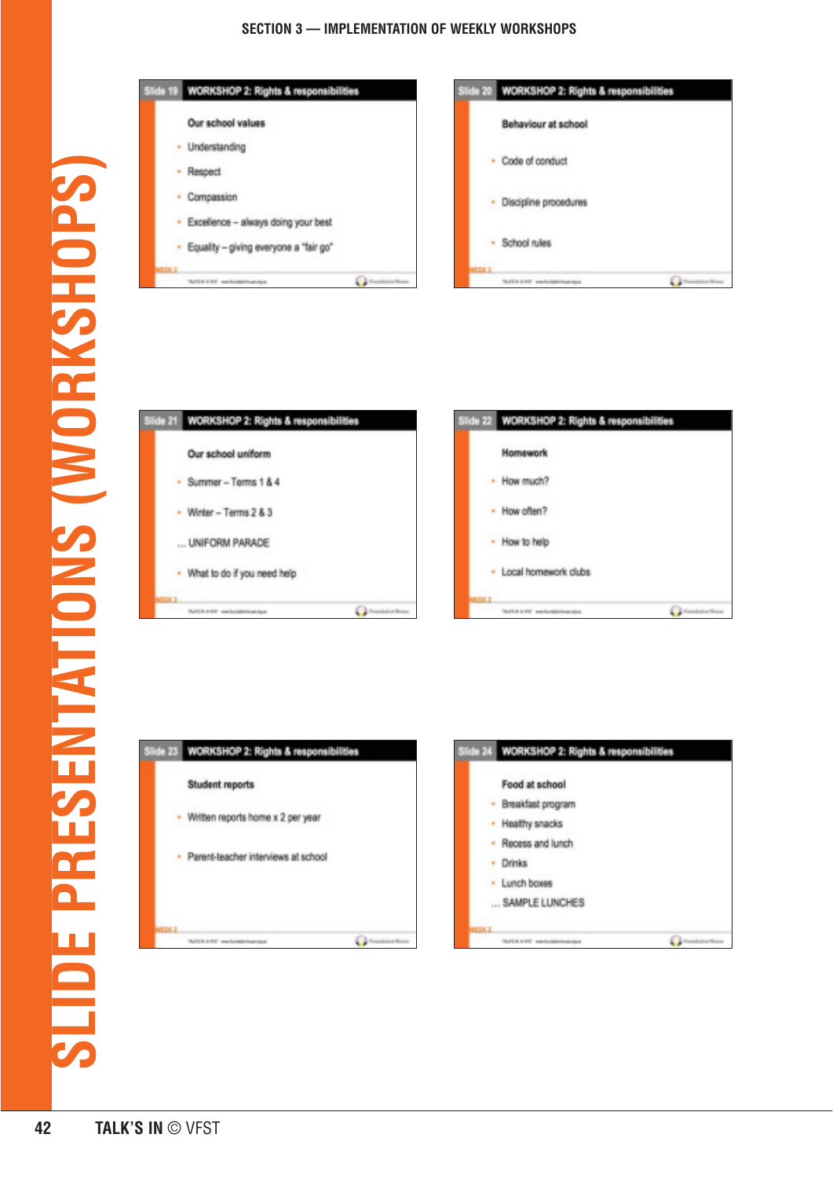SECTION 3 — IMPLEMENTATION OF WEEKLY WORKSHOPS

# SLIDE PRESENTATIONS (WORKSHOPS)

**Slide 19 — WORKSHOP 2: Rights & responsibilities**

**Our school values**

- Understanding
- Respect
- Compassion
- Excellence – always doing your best
- Equality – giving everyone a "fair go"

**Slide 20 — WORKSHOP 2: Rights & responsibilities**

**Behaviour at school**

- Code of conduct
- Discipline procedures
- School rules

**Slide 21 — WORKSHOP 2: Rights & responsibilities**

**Our school uniform**

- Summer – Terms 1 & 4
- Winter – Terms 2 & 3

... UNIFORM PARADE

- What to do if you need help

**Slide 22 — WORKSHOP 2: Rights & responsibilities**

**Homework**

- How much?
- How often?
- How to help
- Local homework clubs

**Slide 23 — WORKSHOP 2: Rights & responsibilities**

**Student reports**

- Written reports home x 2 per year
- Parent-teacher interviews at school

**Slide 24 — WORKSHOP 2: Rights & responsibilities**

**Food at school**

- Breakfast program
- Healthy snacks
- Recess and lunch
- Drinks
- Lunch boxes

... SAMPLE LUNCHES

TALK'S IN © VFST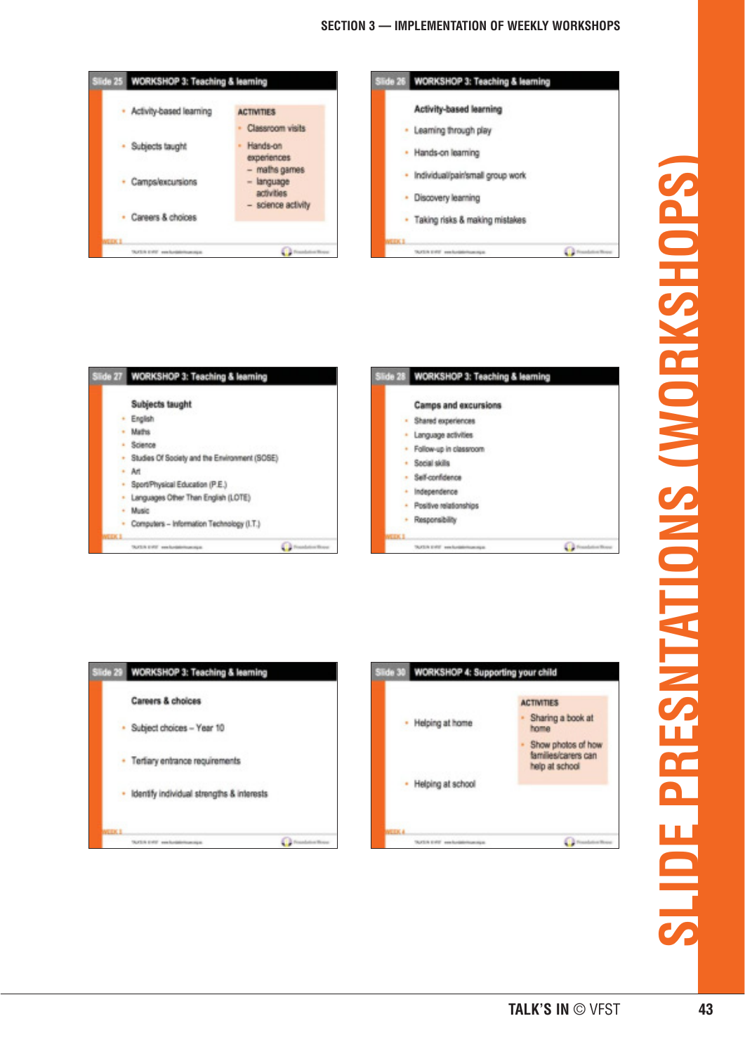## Slide 25 — WORKSHOP 3: Teaching & learning

- Activity-based learning
- Subjects taught
- Camps/excursions
- Careers & choices

**ACTIVITIES**
- Classroom visits
- Hands-on experiences
  - maths games
  - language activities
  - science activity

WEEK 3

## Slide 26 — WORKSHOP 3: Teaching & learning

**Activity-based learning**
- Learning through play
- Hands-on learning
- Individual/pair/small group work
- Discovery learning
- Taking risks & making mistakes

WEEK 3

## Slide 27 — WORKSHOP 3: Teaching & learning

**Subjects taught**
- English
- Maths
- Science
- Studies Of Society and the Environment (SOSE)
- Art
- Sport/Physical Education (P.E.)
- Languages Other Than English (LOTE)
- Music
- Computers – Information Technology (I.T.)

WEEK 3

## Slide 28 — WORKSHOP 3: Teaching & learning

**Camps and excursions**
- Shared experiences
- Language activities
- Follow-up in classroom
- Social skills
- Self-confidence
- Independence
- Positive relationships
- Responsibility

WEEK 3

## Slide 29 — WORKSHOP 3: Teaching & learning

**Careers & choices**
- Subject choices – Year 10
- Tertiary entrance requirements
- Identify individual strengths & interests

WEEK 3

## Slide 30 — WORKSHOP 4: Supporting your child

- Helping at home
- Helping at school

**ACTIVITIES**
- Sharing a book at home
- Show photos of how families/carers can help at school

WEEK 4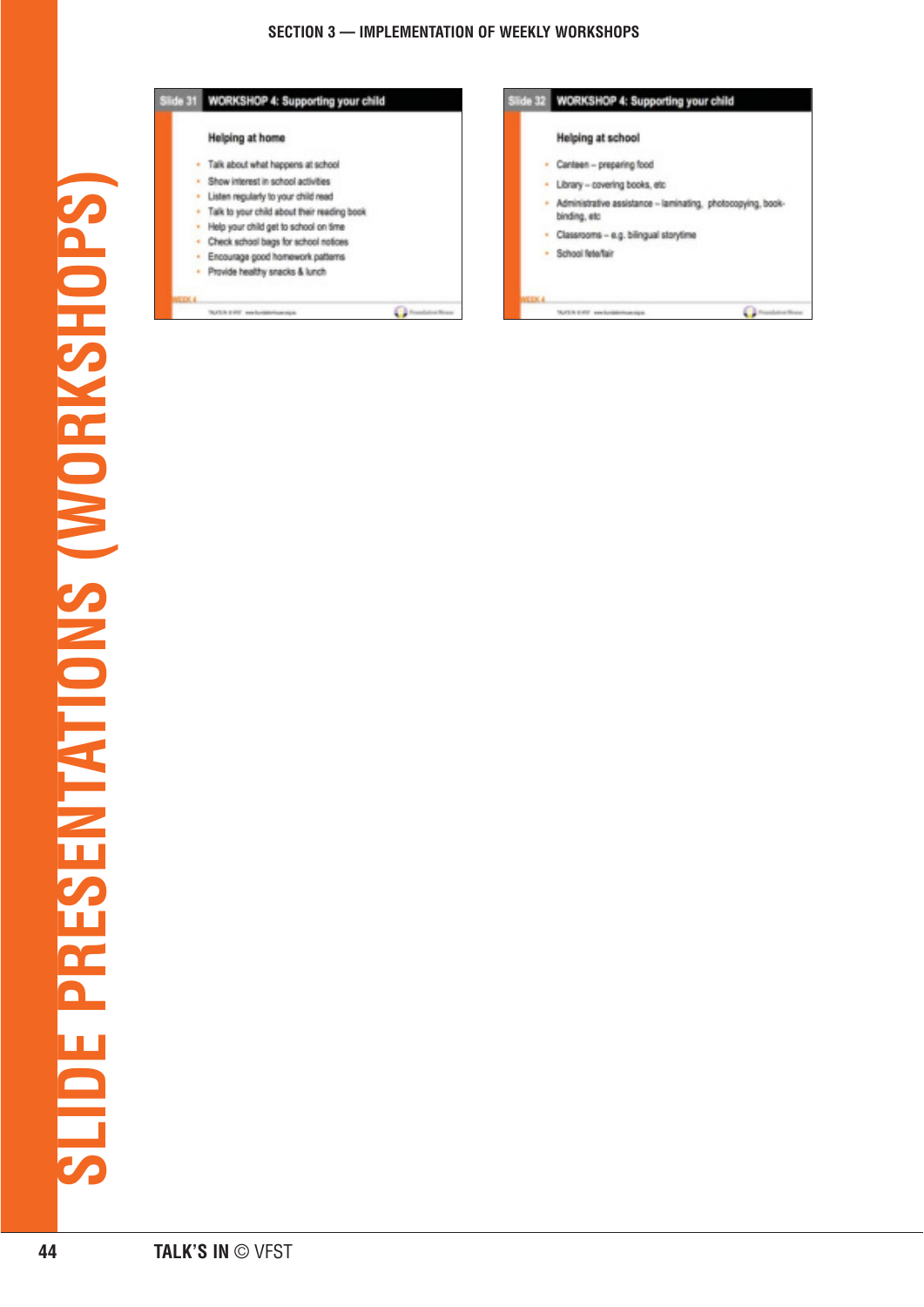## Slide 31 — WORKSHOP 4: Supporting your child

### Helping at home

- Talk about what happens at school
- Show interest in school activities
- Listen regularly to your child read
- Talk to your child about their reading book
- Help your child get to school on time
- Check school bags for school notices
- Encourage good homework patterns
- Provide healthy snacks & lunch

WEEK 4

## Slide 32 — WORKSHOP 4: Supporting your child

### Helping at school

- Canteen – preparing food
- Library – covering books, etc
- Administrative assistance – laminating, photocopying, book-binding, etc
- Classrooms – e.g. bilingual storytime
- School fete/fair

WEEK 4